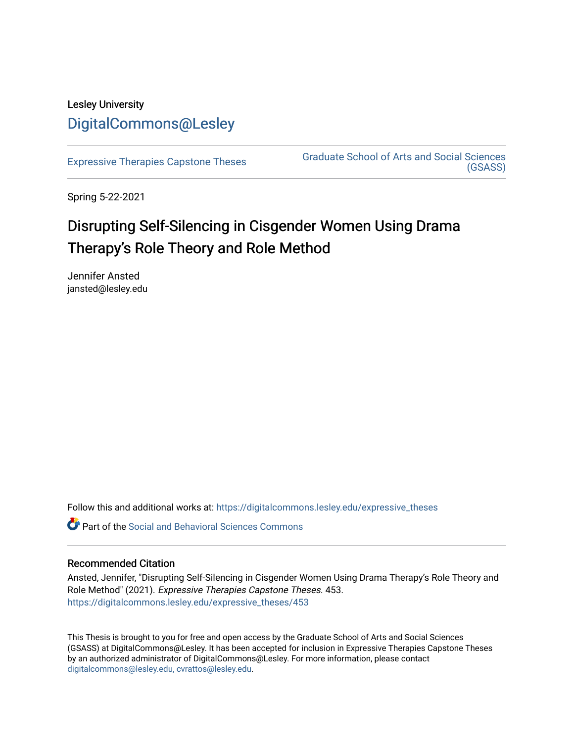Lesley University

# DigitalCommons@Lesley

Expressive Therapies Capstone Theses

Graduate School of Arts and Social Sciences (GSASS)

Spring 5-22-2021

## Disrupting Self-Silencing in Cisgender Women Using Drama Therapy's Role Theory and Role Method

Jennifer Ansted
jansted@lesley.edu

Follow this and additional works at: https://digitalcommons.lesley.edu/expressive_theses

Part of the Social and Behavioral Sciences Commons

### Recommended Citation

Ansted, Jennifer, "Disrupting Self-Silencing in Cisgender Women Using Drama Therapy's Role Theory and Role Method" (2021). *Expressive Therapies Capstone Theses*. 453.
https://digitalcommons.lesley.edu/expressive_theses/453

This Thesis is brought to you for free and open access by the Graduate School of Arts and Social Sciences (GSASS) at DigitalCommons@Lesley. It has been accepted for inclusion in Expressive Therapies Capstone Theses by an authorized administrator of DigitalCommons@Lesley. For more information, please contact digitalcommons@lesley.edu, cvrattos@lesley.edu.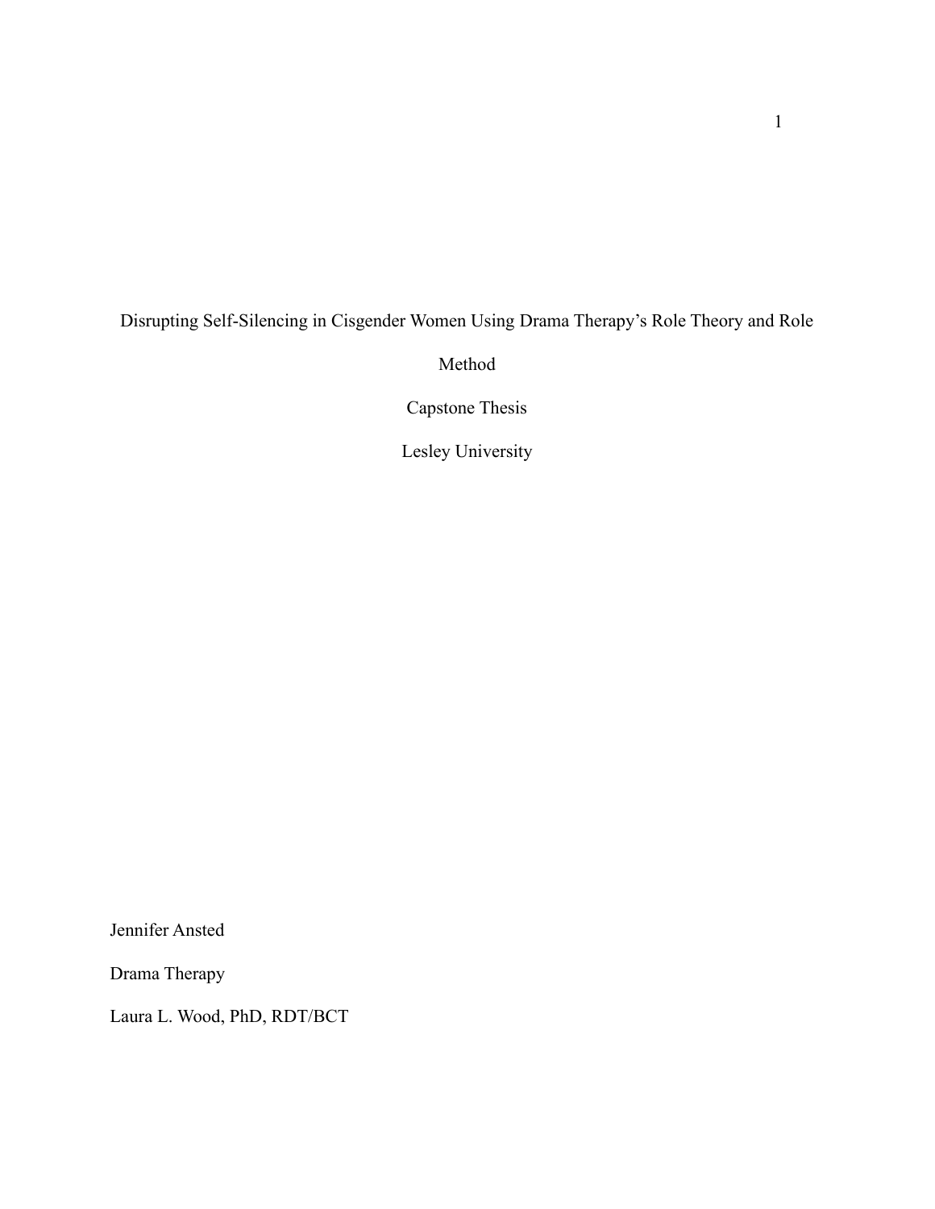Disrupting Self-Silencing in Cisgender Women Using Drama Therapy's Role Theory and Role Method

Capstone Thesis

Lesley University

Jennifer Ansted

Drama Therapy

Laura L. Wood, PhD, RDT/BCT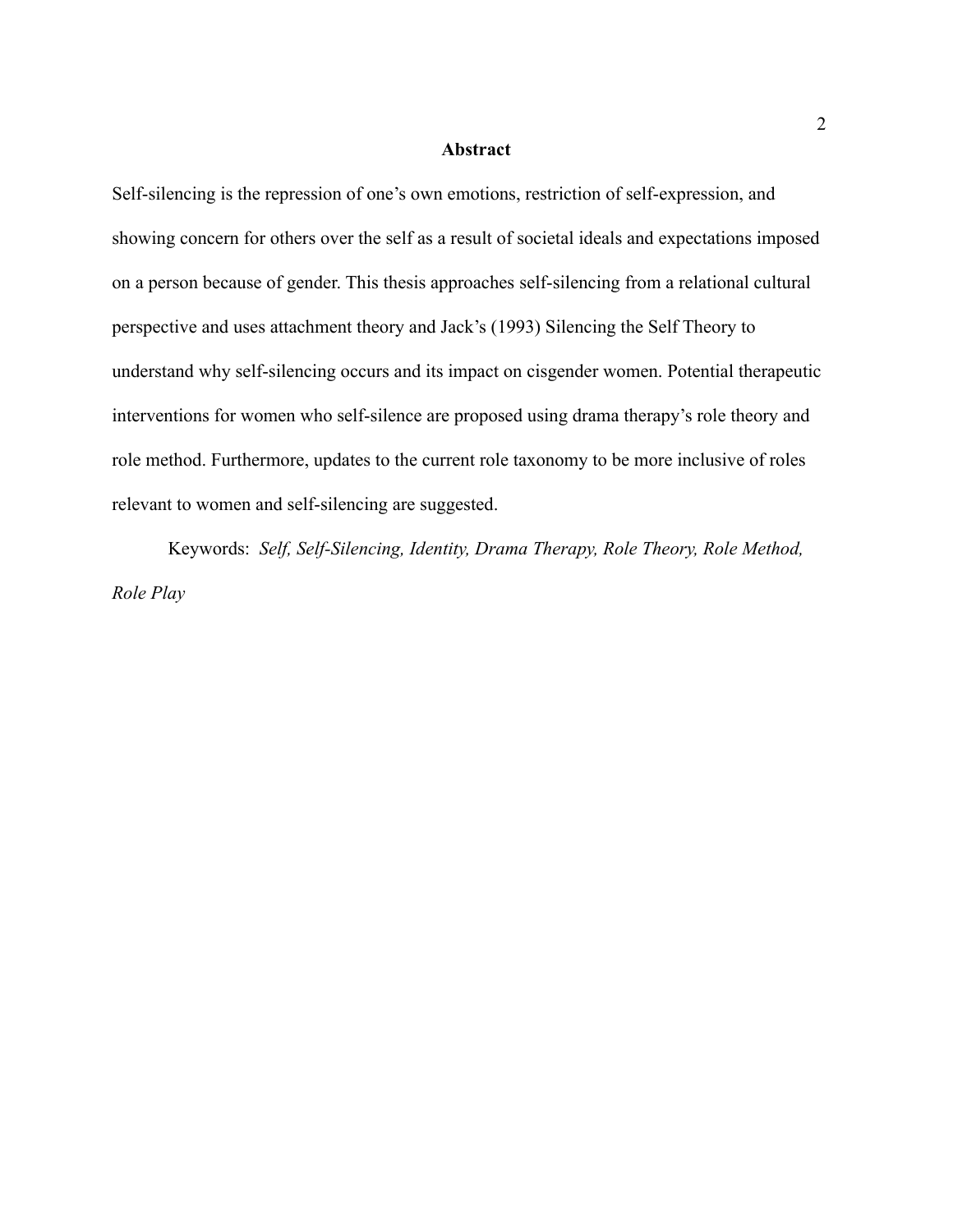# Abstract

Self-silencing is the repression of one's own emotions, restriction of self-expression, and showing concern for others over the self as a result of societal ideals and expectations imposed on a person because of gender. This thesis approaches self-silencing from a relational cultural perspective and uses attachment theory and Jack's (1993) Silencing the Self Theory to understand why self-silencing occurs and its impact on cisgender women. Potential therapeutic interventions for women who self-silence are proposed using drama therapy's role theory and role method. Furthermore, updates to the current role taxonomy to be more inclusive of roles relevant to women and self-silencing are suggested.

Keywords: *Self, Self-Silencing, Identity, Drama Therapy, Role Theory, Role Method, Role Play*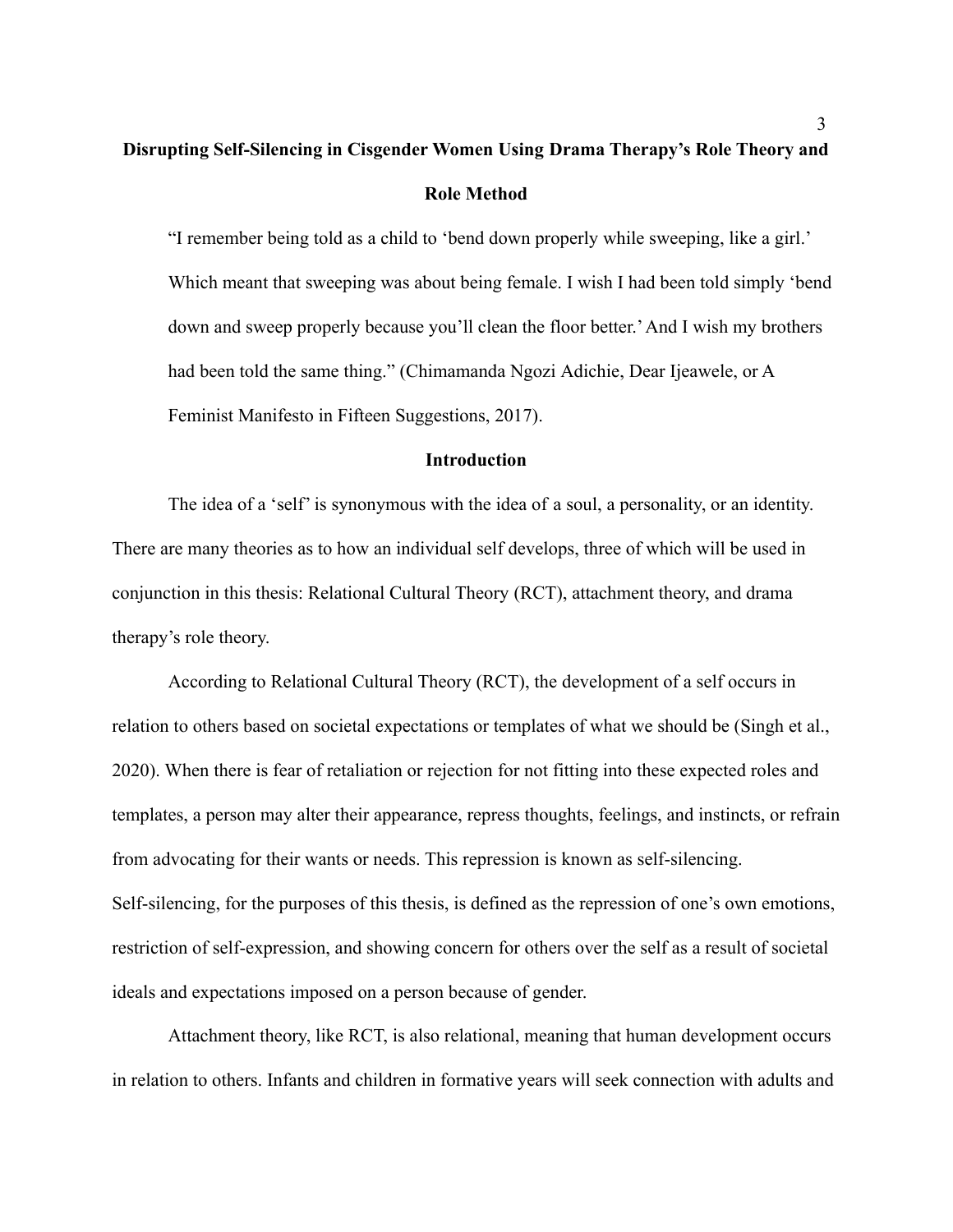# Disrupting Self-Silencing in Cisgender Women Using Drama Therapy's Role Theory and Role Method

> "I remember being told as a child to 'bend down properly while sweeping, like a girl.' Which meant that sweeping was about being female. I wish I had been told simply 'bend down and sweep properly because you'll clean the floor better.' And I wish my brothers had been told the same thing." (Chimamanda Ngozi Adichie, Dear Ijeawele, or A Feminist Manifesto in Fifteen Suggestions, 2017).

## Introduction

The idea of a 'self' is synonymous with the idea of a soul, a personality, or an identity. There are many theories as to how an individual self develops, three of which will be used in conjunction in this thesis: Relational Cultural Theory (RCT), attachment theory, and drama therapy's role theory.

According to Relational Cultural Theory (RCT), the development of a self occurs in relation to others based on societal expectations or templates of what we should be (Singh et al., 2020). When there is fear of retaliation or rejection for not fitting into these expected roles and templates, a person may alter their appearance, repress thoughts, feelings, and instincts, or refrain from advocating for their wants or needs. This repression is known as self-silencing. Self-silencing, for the purposes of this thesis, is defined as the repression of one's own emotions, restriction of self-expression, and showing concern for others over the self as a result of societal ideals and expectations imposed on a person because of gender.

Attachment theory, like RCT, is also relational, meaning that human development occurs in relation to others. Infants and children in formative years will seek connection with adults and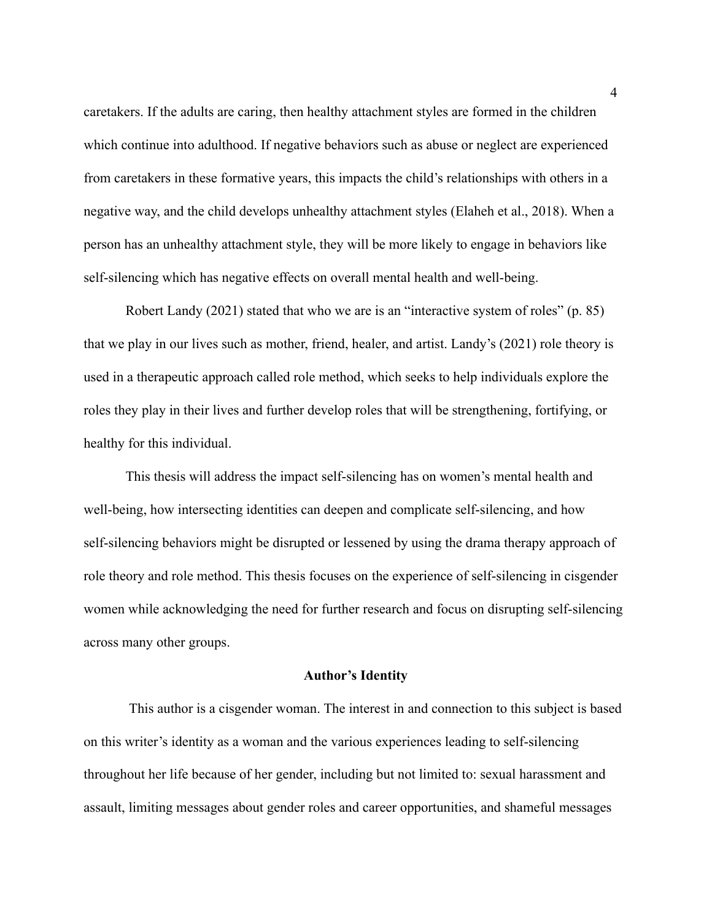caretakers. If the adults are caring, then healthy attachment styles are formed in the children which continue into adulthood. If negative behaviors such as abuse or neglect are experienced from caretakers in these formative years, this impacts the child's relationships with others in a negative way, and the child develops unhealthy attachment styles (Elaheh et al., 2018). When a person has an unhealthy attachment style, they will be more likely to engage in behaviors like self-silencing which has negative effects on overall mental health and well-being.

Robert Landy (2021) stated that who we are is an "interactive system of roles" (p. 85) that we play in our lives such as mother, friend, healer, and artist. Landy's (2021) role theory is used in a therapeutic approach called role method, which seeks to help individuals explore the roles they play in their lives and further develop roles that will be strengthening, fortifying, or healthy for this individual.

This thesis will address the impact self-silencing has on women's mental health and well-being, how intersecting identities can deepen and complicate self-silencing, and how self-silencing behaviors might be disrupted or lessened by using the drama therapy approach of role theory and role method. This thesis focuses on the experience of self-silencing in cisgender women while acknowledging the need for further research and focus on disrupting self-silencing across many other groups.

## Author's Identity

This author is a cisgender woman. The interest in and connection to this subject is based on this writer's identity as a woman and the various experiences leading to self-silencing throughout her life because of her gender, including but not limited to: sexual harassment and assault, limiting messages about gender roles and career opportunities, and shameful messages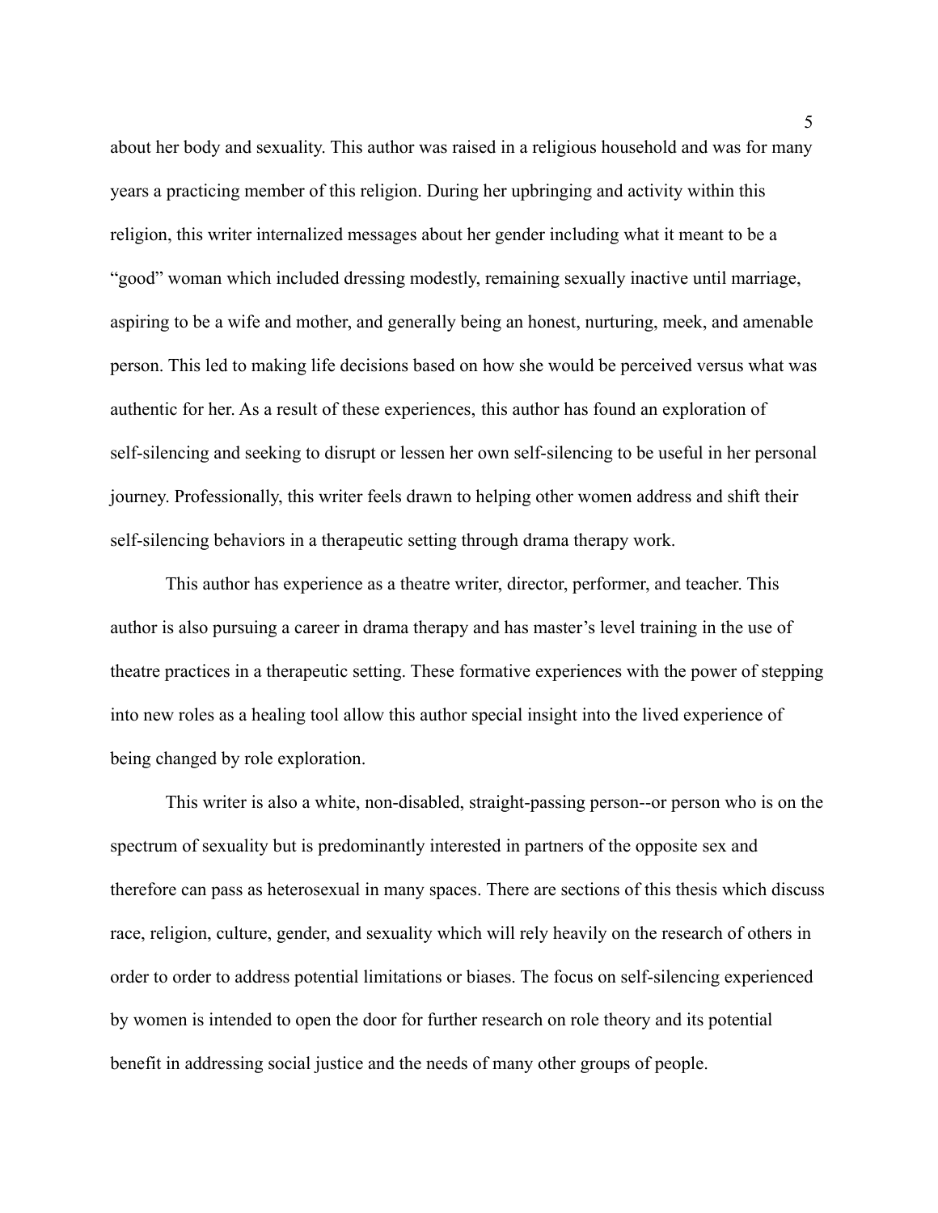about her body and sexuality. This author was raised in a religious household and was for many years a practicing member of this religion. During her upbringing and activity within this religion, this writer internalized messages about her gender including what it meant to be a "good" woman which included dressing modestly, remaining sexually inactive until marriage, aspiring to be a wife and mother, and generally being an honest, nurturing, meek, and amenable person. This led to making life decisions based on how she would be perceived versus what was authentic for her. As a result of these experiences, this author has found an exploration of self-silencing and seeking to disrupt or lessen her own self-silencing to be useful in her personal journey. Professionally, this writer feels drawn to helping other women address and shift their self-silencing behaviors in a therapeutic setting through drama therapy work.

This author has experience as a theatre writer, director, performer, and teacher. This author is also pursuing a career in drama therapy and has master's level training in the use of theatre practices in a therapeutic setting. These formative experiences with the power of stepping into new roles as a healing tool allow this author special insight into the lived experience of being changed by role exploration.

This writer is also a white, non-disabled, straight-passing person--or person who is on the spectrum of sexuality but is predominantly interested in partners of the opposite sex and therefore can pass as heterosexual in many spaces. There are sections of this thesis which discuss race, religion, culture, gender, and sexuality which will rely heavily on the research of others in order to order to address potential limitations or biases. The focus on self-silencing experienced by women is intended to open the door for further research on role theory and its potential benefit in addressing social justice and the needs of many other groups of people.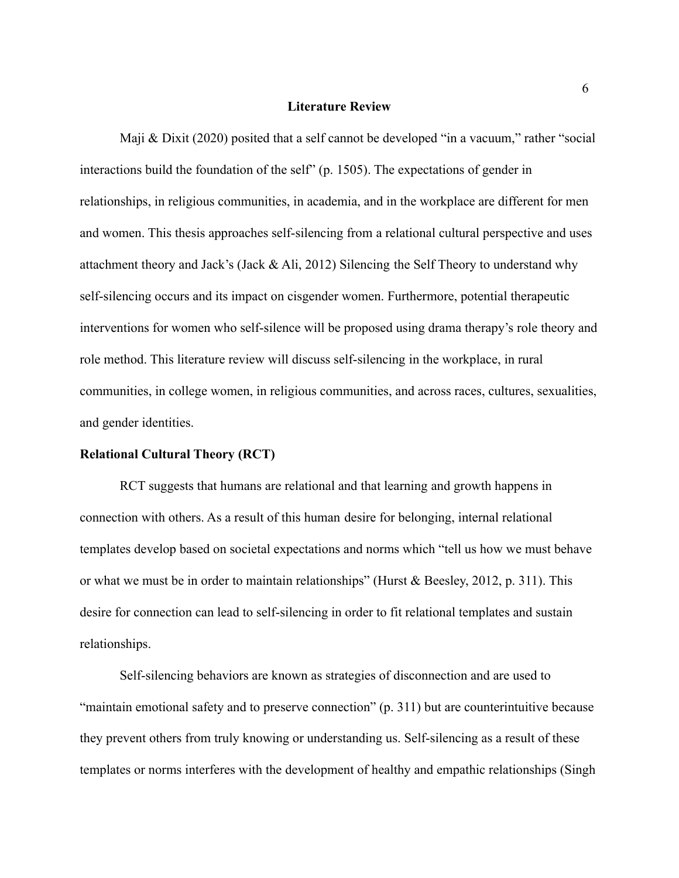# Literature Review

Maji & Dixit (2020) posited that a self cannot be developed "in a vacuum," rather "social interactions build the foundation of the self" (p. 1505). The expectations of gender in relationships, in religious communities, in academia, and in the workplace are different for men and women. This thesis approaches self-silencing from a relational cultural perspective and uses attachment theory and Jack's (Jack & Ali, 2012) Silencing the Self Theory to understand why self-silencing occurs and its impact on cisgender women. Furthermore, potential therapeutic interventions for women who self-silence will be proposed using drama therapy's role theory and role method. This literature review will discuss self-silencing in the workplace, in rural communities, in college women, in religious communities, and across races, cultures, sexualities, and gender identities.

## Relational Cultural Theory (RCT)

RCT suggests that humans are relational and that learning and growth happens in connection with others. As a result of this human desire for belonging, internal relational templates develop based on societal expectations and norms which "tell us how we must behave or what we must be in order to maintain relationships" (Hurst & Beesley, 2012, p. 311). This desire for connection can lead to self-silencing in order to fit relational templates and sustain relationships.

Self-silencing behaviors are known as strategies of disconnection and are used to "maintain emotional safety and to preserve connection" (p. 311) but are counterintuitive because they prevent others from truly knowing or understanding us. Self-silencing as a result of these templates or norms interferes with the development of healthy and empathic relationships (Singh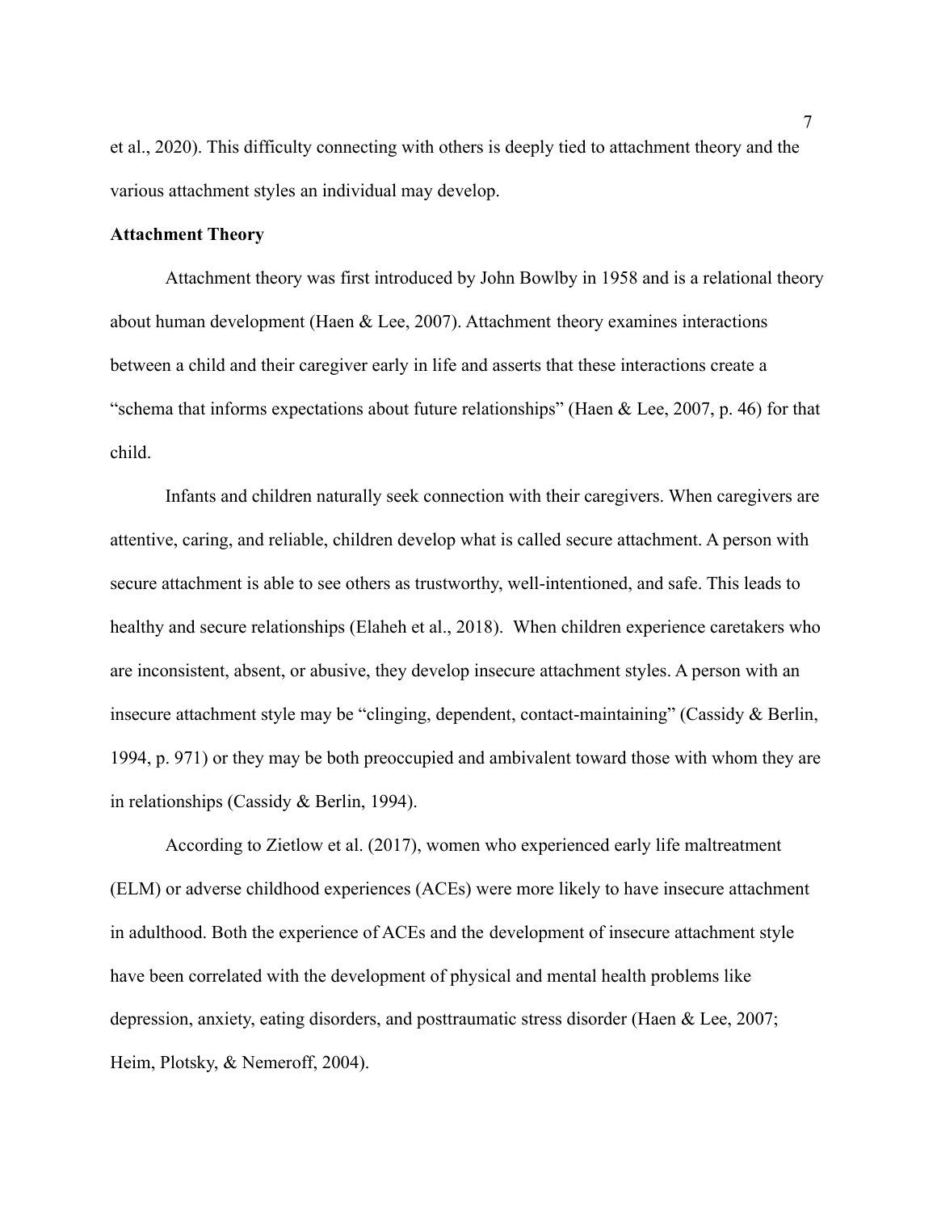et al., 2020). This difficulty connecting with others is deeply tied to attachment theory and the various attachment styles an individual may develop.

**Attachment Theory**

Attachment theory was first introduced by John Bowlby in 1958 and is a relational theory about human development (Haen & Lee, 2007). Attachment theory examines interactions between a child and their caregiver early in life and asserts that these interactions create a "schema that informs expectations about future relationships" (Haen & Lee, 2007, p. 46) for that child.

Infants and children naturally seek connection with their caregivers. When caregivers are attentive, caring, and reliable, children develop what is called secure attachment. A person with secure attachment is able to see others as trustworthy, well-intentioned, and safe. This leads to healthy and secure relationships (Elaheh et al., 2018). When children experience caretakers who are inconsistent, absent, or abusive, they develop insecure attachment styles. A person with an insecure attachment style may be "clinging, dependent, contact-maintaining" (Cassidy & Berlin, 1994, p. 971) or they may be both preoccupied and ambivalent toward those with whom they are in relationships (Cassidy & Berlin, 1994).

According to Zietlow et al. (2017), women who experienced early life maltreatment (ELM) or adverse childhood experiences (ACEs) were more likely to have insecure attachment in adulthood. Both the experience of ACEs and the development of insecure attachment style have been correlated with the development of physical and mental health problems like depression, anxiety, eating disorders, and posttraumatic stress disorder (Haen & Lee, 2007; Heim, Plotsky, & Nemeroff, 2004).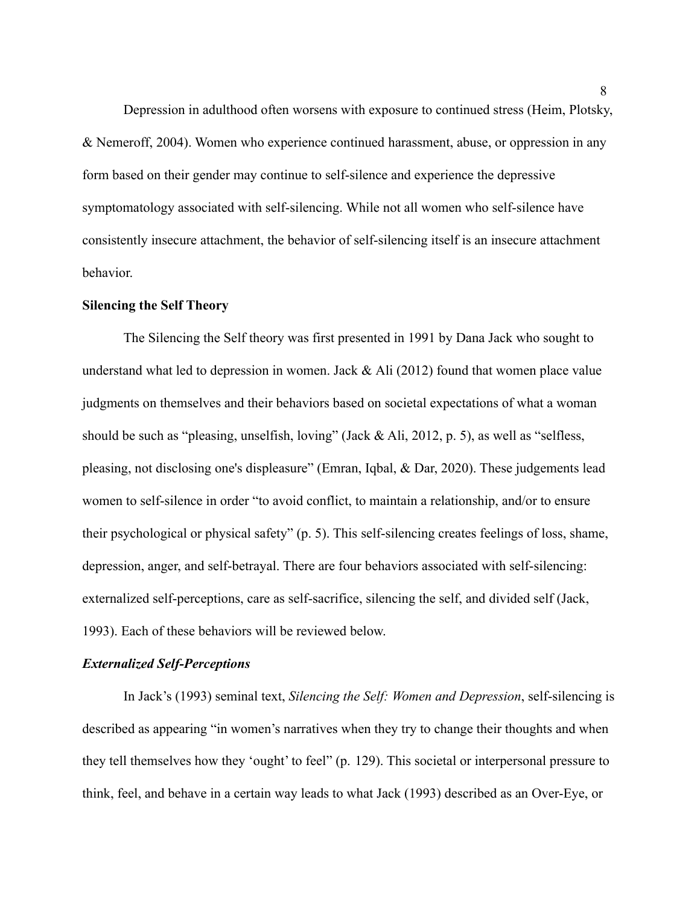Depression in adulthood often worsens with exposure to continued stress (Heim, Plotsky, & Nemeroff, 2004). Women who experience continued harassment, abuse, or oppression in any form based on their gender may continue to self-silence and experience the depressive symptomatology associated with self-silencing. While not all women who self-silence have consistently insecure attachment, the behavior of self-silencing itself is an insecure attachment behavior.

**Silencing the Self Theory**

The Silencing the Self theory was first presented in 1991 by Dana Jack who sought to understand what led to depression in women. Jack & Ali (2012) found that women place value judgments on themselves and their behaviors based on societal expectations of what a woman should be such as "pleasing, unselfish, loving" (Jack & Ali, 2012, p. 5), as well as "selfless, pleasing, not disclosing one's displeasure" (Emran, Iqbal, & Dar, 2020). These judgements lead women to self-silence in order "to avoid conflict, to maintain a relationship, and/or to ensure their psychological or physical safety" (p. 5). This self-silencing creates feelings of loss, shame, depression, anger, and self-betrayal. There are four behaviors associated with self-silencing: externalized self-perceptions, care as self-sacrifice, silencing the self, and divided self (Jack, 1993). Each of these behaviors will be reviewed below.

***Externalized Self-Perceptions***

In Jack's (1993) seminal text, *Silencing the Self: Women and Depression*, self-silencing is described as appearing "in women's narratives when they try to change their thoughts and when they tell themselves how they 'ought' to feel" (p. 129). This societal or interpersonal pressure to think, feel, and behave in a certain way leads to what Jack (1993) described as an Over-Eye, or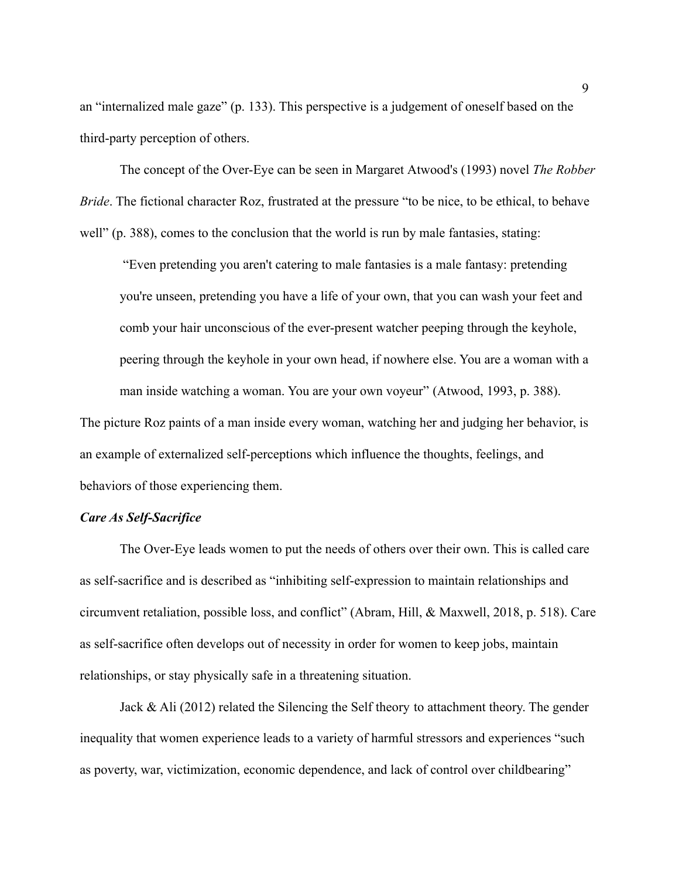an "internalized male gaze" (p. 133). This perspective is a judgement of oneself based on the third-party perception of others.

The concept of the Over-Eye can be seen in Margaret Atwood's (1993) novel *The Robber Bride*. The fictional character Roz, frustrated at the pressure "to be nice, to be ethical, to behave well" (p. 388), comes to the conclusion that the world is run by male fantasies, stating:

> "Even pretending you aren't catering to male fantasies is a male fantasy: pretending you're unseen, pretending you have a life of your own, that you can wash your feet and comb your hair unconscious of the ever-present watcher peeping through the keyhole, peering through the keyhole in your own head, if nowhere else. You are a woman with a man inside watching a woman. You are your own voyeur" (Atwood, 1993, p. 388).

The picture Roz paints of a man inside every woman, watching her and judging her behavior, is an example of externalized self-perceptions which influence the thoughts, feelings, and behaviors of those experiencing them.

### *Care As Self-Sacrifice*

The Over-Eye leads women to put the needs of others over their own. This is called care as self-sacrifice and is described as "inhibiting self-expression to maintain relationships and circumvent retaliation, possible loss, and conflict" (Abram, Hill, & Maxwell, 2018, p. 518). Care as self-sacrifice often develops out of necessity in order for women to keep jobs, maintain relationships, or stay physically safe in a threatening situation.

Jack & Ali (2012) related the Silencing the Self theory to attachment theory. The gender inequality that women experience leads to a variety of harmful stressors and experiences "such as poverty, war, victimization, economic dependence, and lack of control over childbearing"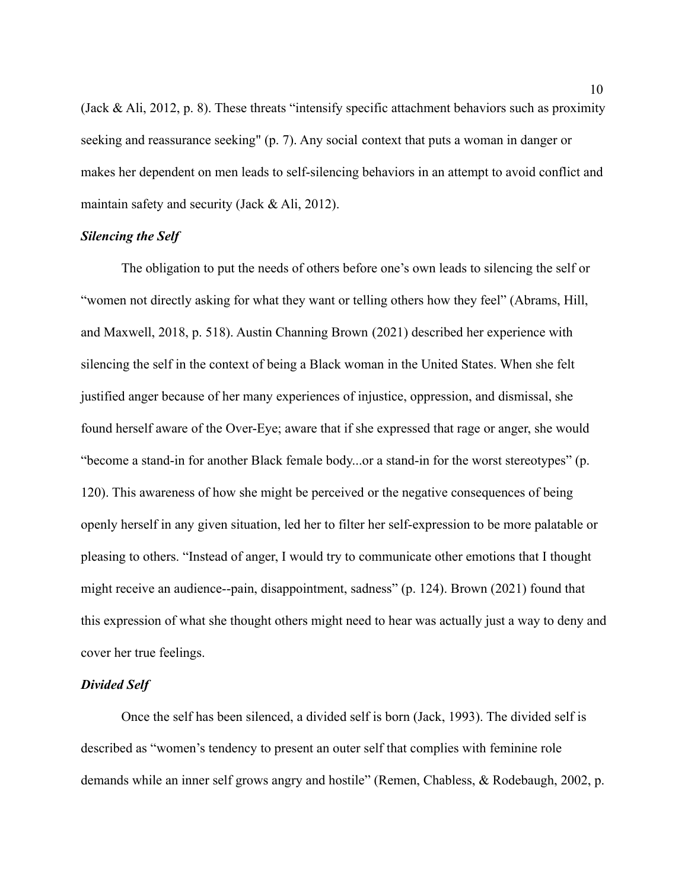(Jack & Ali, 2012, p. 8). These threats “intensify specific attachment behaviors such as proximity seeking and reassurance seeking" (p. 7). Any social context that puts a woman in danger or makes her dependent on men leads to self-silencing behaviors in an attempt to avoid conflict and maintain safety and security (Jack & Ali, 2012).

### *Silencing the Self*

The obligation to put the needs of others before one’s own leads to silencing the self or “women not directly asking for what they want or telling others how they feel” (Abrams, Hill, and Maxwell, 2018, p. 518). Austin Channing Brown (2021) described her experience with silencing the self in the context of being a Black woman in the United States. When she felt justified anger because of her many experiences of injustice, oppression, and dismissal, she found herself aware of the Over-Eye; aware that if she expressed that rage or anger, she would “become a stand-in for another Black female body...or a stand-in for the worst stereotypes” (p. 120). This awareness of how she might be perceived or the negative consequences of being openly herself in any given situation, led her to filter her self-expression to be more palatable or pleasing to others. “Instead of anger, I would try to communicate other emotions that I thought might receive an audience--pain, disappointment, sadness” (p. 124). Brown (2021) found that this expression of what she thought others might need to hear was actually just a way to deny and cover her true feelings.

### *Divided Self*

Once the self has been silenced, a divided self is born (Jack, 1993). The divided self is described as “women’s tendency to present an outer self that complies with feminine role demands while an inner self grows angry and hostile” (Remen, Chabless, & Rodebaugh, 2002, p.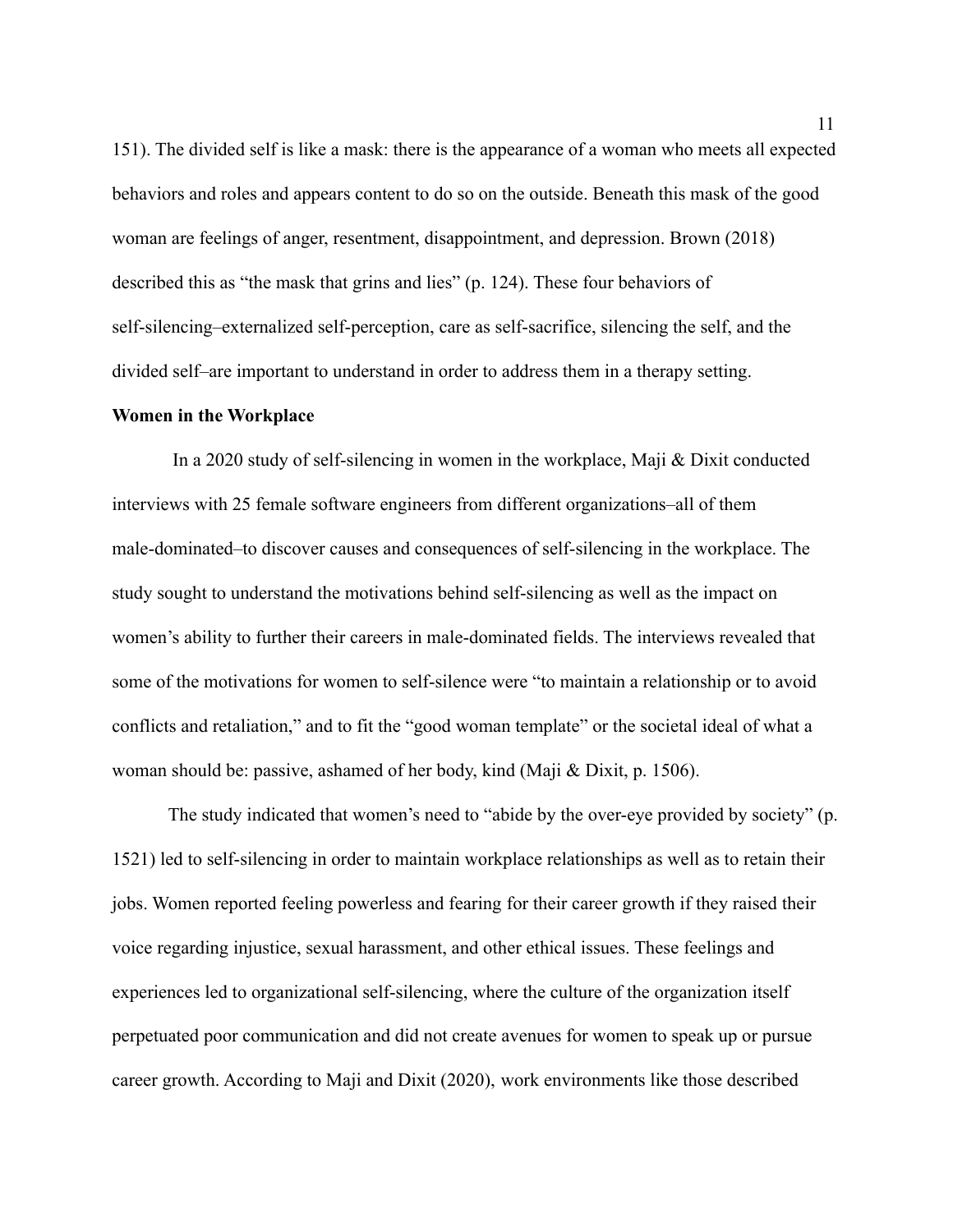151). The divided self is like a mask: there is the appearance of a woman who meets all expected behaviors and roles and appears content to do so on the outside. Beneath this mask of the good woman are feelings of anger, resentment, disappointment, and depression. Brown (2018) described this as "the mask that grins and lies" (p. 124). These four behaviors of self-silencing–externalized self-perception, care as self-sacrifice, silencing the self, and the divided self–are important to understand in order to address them in a therapy setting.

**Women in the Workplace**

In a 2020 study of self-silencing in women in the workplace, Maji & Dixit conducted interviews with 25 female software engineers from different organizations–all of them male-dominated–to discover causes and consequences of self-silencing in the workplace. The study sought to understand the motivations behind self-silencing as well as the impact on women's ability to further their careers in male-dominated fields. The interviews revealed that some of the motivations for women to self-silence were "to maintain a relationship or to avoid conflicts and retaliation," and to fit the "good woman template" or the societal ideal of what a woman should be: passive, ashamed of her body, kind (Maji & Dixit, p. 1506).

The study indicated that women's need to "abide by the over-eye provided by society" (p. 1521) led to self-silencing in order to maintain workplace relationships as well as to retain their jobs. Women reported feeling powerless and fearing for their career growth if they raised their voice regarding injustice, sexual harassment, and other ethical issues. These feelings and experiences led to organizational self-silencing, where the culture of the organization itself perpetuated poor communication and did not create avenues for women to speak up or pursue career growth. According to Maji and Dixit (2020), work environments like those described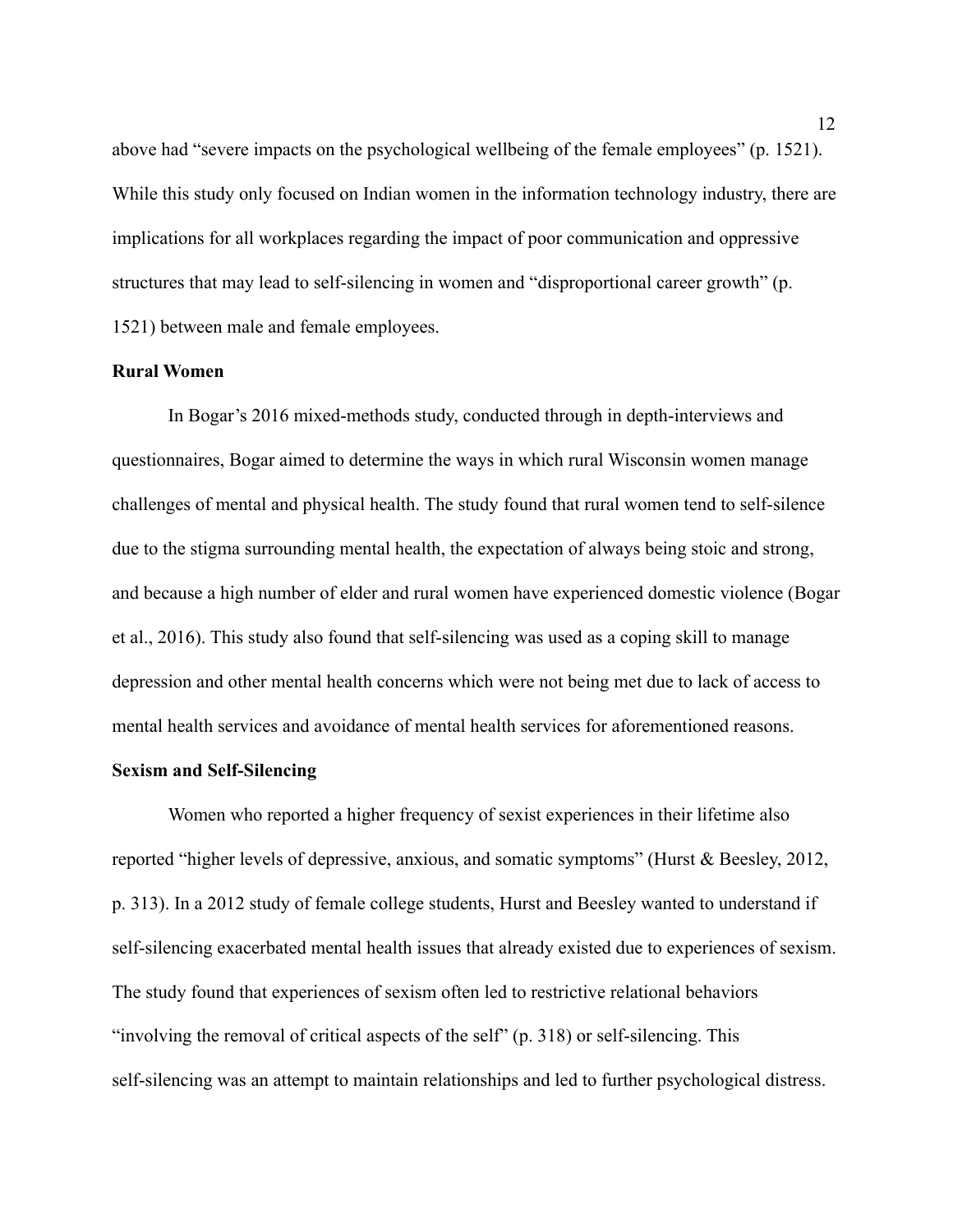above had "severe impacts on the psychological wellbeing of the female employees" (p. 1521). While this study only focused on Indian women in the information technology industry, there are implications for all workplaces regarding the impact of poor communication and oppressive structures that may lead to self-silencing in women and "disproportional career growth" (p. 1521) between male and female employees.

### Rural Women

In Bogar's 2016 mixed-methods study, conducted through in depth-interviews and questionnaires, Bogar aimed to determine the ways in which rural Wisconsin women manage challenges of mental and physical health. The study found that rural women tend to self-silence due to the stigma surrounding mental health, the expectation of always being stoic and strong, and because a high number of elder and rural women have experienced domestic violence (Bogar et al., 2016). This study also found that self-silencing was used as a coping skill to manage depression and other mental health concerns which were not being met due to lack of access to mental health services and avoidance of mental health services for aforementioned reasons.

### Sexism and Self-Silencing

Women who reported a higher frequency of sexist experiences in their lifetime also reported "higher levels of depressive, anxious, and somatic symptoms" (Hurst & Beesley, 2012, p. 313). In a 2012 study of female college students, Hurst and Beesley wanted to understand if self-silencing exacerbated mental health issues that already existed due to experiences of sexism. The study found that experiences of sexism often led to restrictive relational behaviors "involving the removal of critical aspects of the self" (p. 318) or self-silencing. This self-silencing was an attempt to maintain relationships and led to further psychological distress.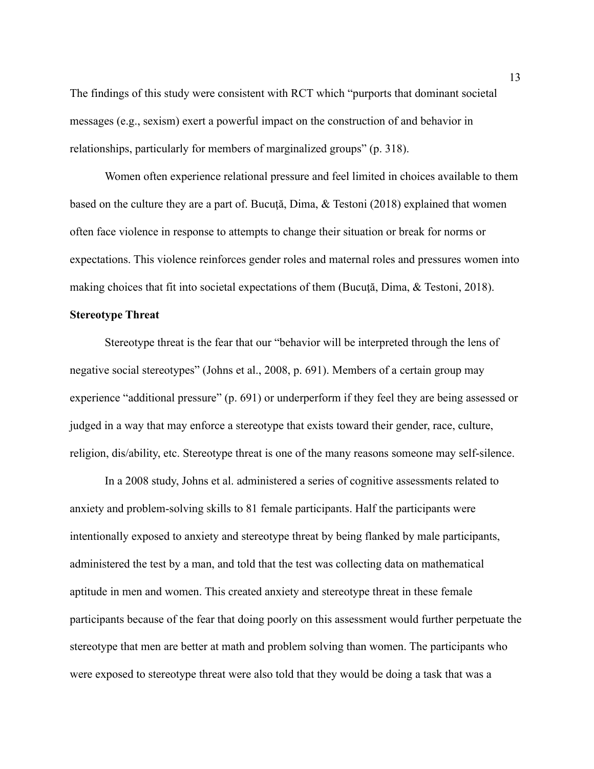The findings of this study were consistent with RCT which "purports that dominant societal messages (e.g., sexism) exert a powerful impact on the construction of and behavior in relationships, particularly for members of marginalized groups" (p. 318).

Women often experience relational pressure and feel limited in choices available to them based on the culture they are a part of. Bucuţă, Dima, & Testoni (2018) explained that women often face violence in response to attempts to change their situation or break for norms or expectations. This violence reinforces gender roles and maternal roles and pressures women into making choices that fit into societal expectations of them (Bucuţă, Dima, & Testoni, 2018).

**Stereotype Threat**

Stereotype threat is the fear that our "behavior will be interpreted through the lens of negative social stereotypes" (Johns et al., 2008, p. 691). Members of a certain group may experience "additional pressure" (p. 691) or underperform if they feel they are being assessed or judged in a way that may enforce a stereotype that exists toward their gender, race, culture, religion, dis/ability, etc. Stereotype threat is one of the many reasons someone may self-silence.

In a 2008 study, Johns et al. administered a series of cognitive assessments related to anxiety and problem-solving skills to 81 female participants. Half the participants were intentionally exposed to anxiety and stereotype threat by being flanked by male participants, administered the test by a man, and told that the test was collecting data on mathematical aptitude in men and women. This created anxiety and stereotype threat in these female participants because of the fear that doing poorly on this assessment would further perpetuate the stereotype that men are better at math and problem solving than women. The participants who were exposed to stereotype threat were also told that they would be doing a task that was a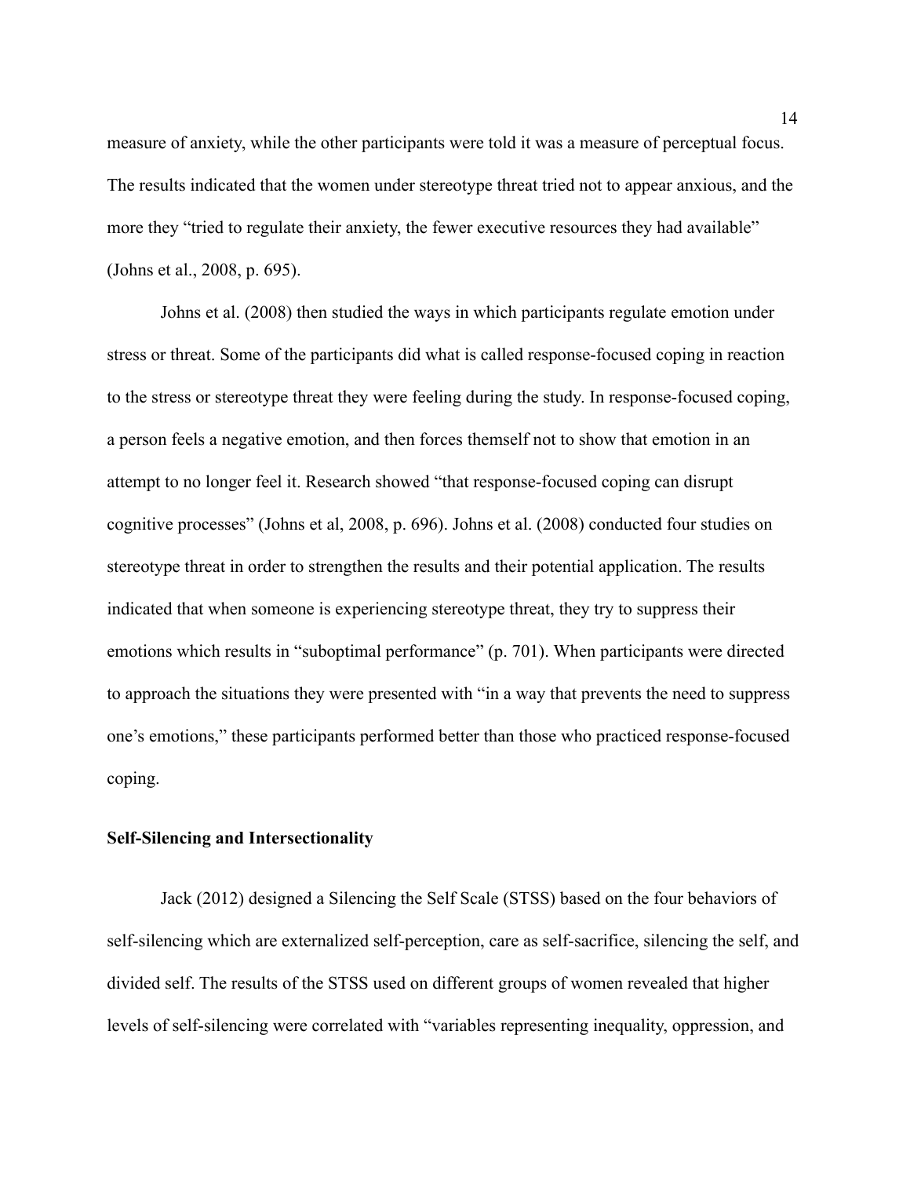measure of anxiety, while the other participants were told it was a measure of perceptual focus. The results indicated that the women under stereotype threat tried not to appear anxious, and the more they "tried to regulate their anxiety, the fewer executive resources they had available" (Johns et al., 2008, p. 695).

Johns et al. (2008) then studied the ways in which participants regulate emotion under stress or threat. Some of the participants did what is called response-focused coping in reaction to the stress or stereotype threat they were feeling during the study. In response-focused coping, a person feels a negative emotion, and then forces themself not to show that emotion in an attempt to no longer feel it. Research showed "that response-focused coping can disrupt cognitive processes" (Johns et al, 2008, p. 696). Johns et al. (2008) conducted four studies on stereotype threat in order to strengthen the results and their potential application. The results indicated that when someone is experiencing stereotype threat, they try to suppress their emotions which results in "suboptimal performance" (p. 701). When participants were directed to approach the situations they were presented with "in a way that prevents the need to suppress one's emotions," these participants performed better than those who practiced response-focused coping.

**Self-Silencing and Intersectionality**

Jack (2012) designed a Silencing the Self Scale (STSS) based on the four behaviors of self-silencing which are externalized self-perception, care as self-sacrifice, silencing the self, and divided self. The results of the STSS used on different groups of women revealed that higher levels of self-silencing were correlated with "variables representing inequality, oppression, and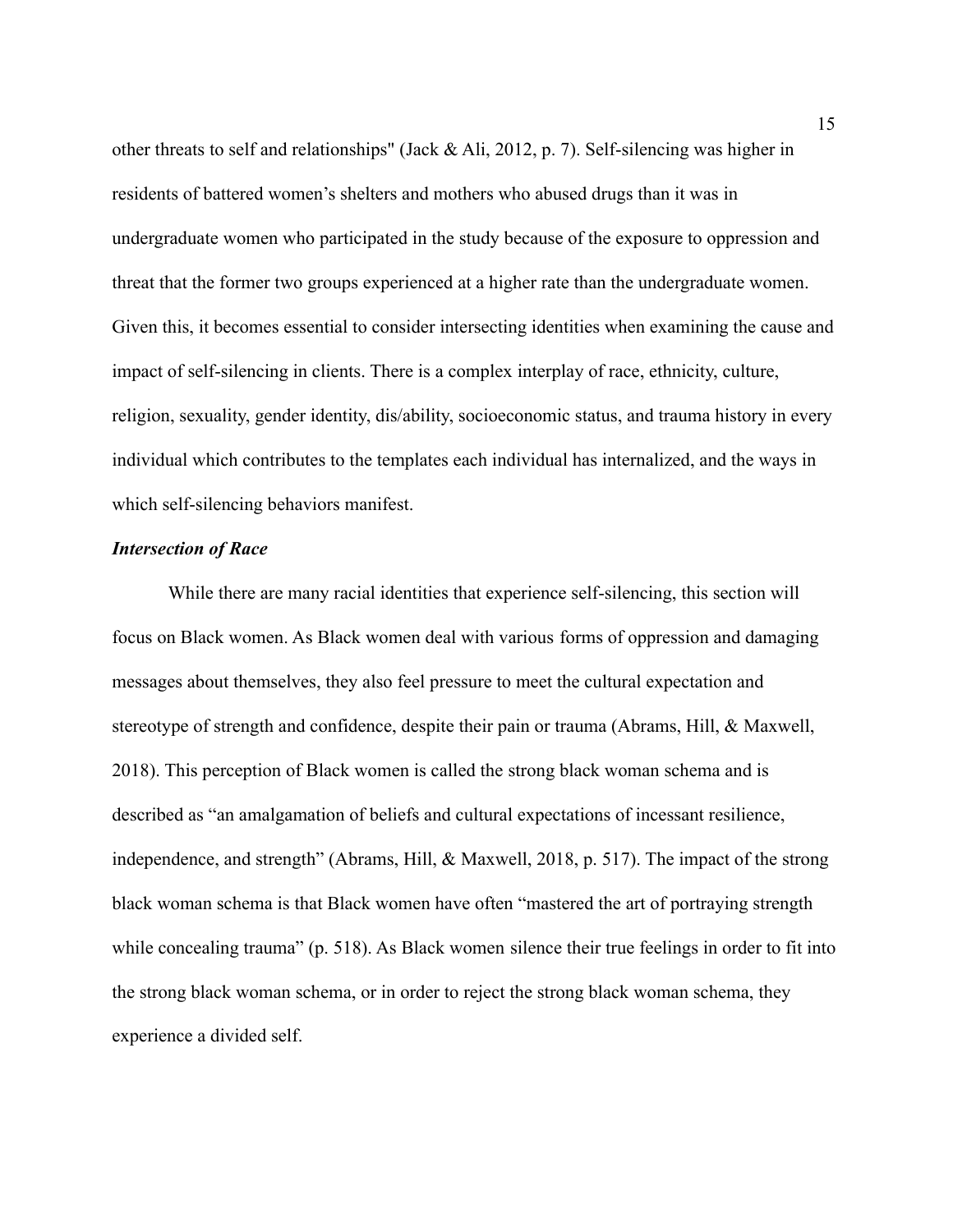other threats to self and relationships" (Jack & Ali, 2012, p. 7). Self-silencing was higher in residents of battered women's shelters and mothers who abused drugs than it was in undergraduate women who participated in the study because of the exposure to oppression and threat that the former two groups experienced at a higher rate than the undergraduate women. Given this, it becomes essential to consider intersecting identities when examining the cause and impact of self-silencing in clients. There is a complex interplay of race, ethnicity, culture, religion, sexuality, gender identity, dis/ability, socioeconomic status, and trauma history in every individual which contributes to the templates each individual has internalized, and the ways in which self-silencing behaviors manifest.

### *Intersection of Race*

While there are many racial identities that experience self-silencing, this section will focus on Black women. As Black women deal with various forms of oppression and damaging messages about themselves, they also feel pressure to meet the cultural expectation and stereotype of strength and confidence, despite their pain or trauma (Abrams, Hill, & Maxwell, 2018). This perception of Black women is called the strong black woman schema and is described as "an amalgamation of beliefs and cultural expectations of incessant resilience, independence, and strength" (Abrams, Hill, & Maxwell, 2018, p. 517). The impact of the strong black woman schema is that Black women have often "mastered the art of portraying strength while concealing trauma" (p. 518). As Black women silence their true feelings in order to fit into the strong black woman schema, or in order to reject the strong black woman schema, they experience a divided self.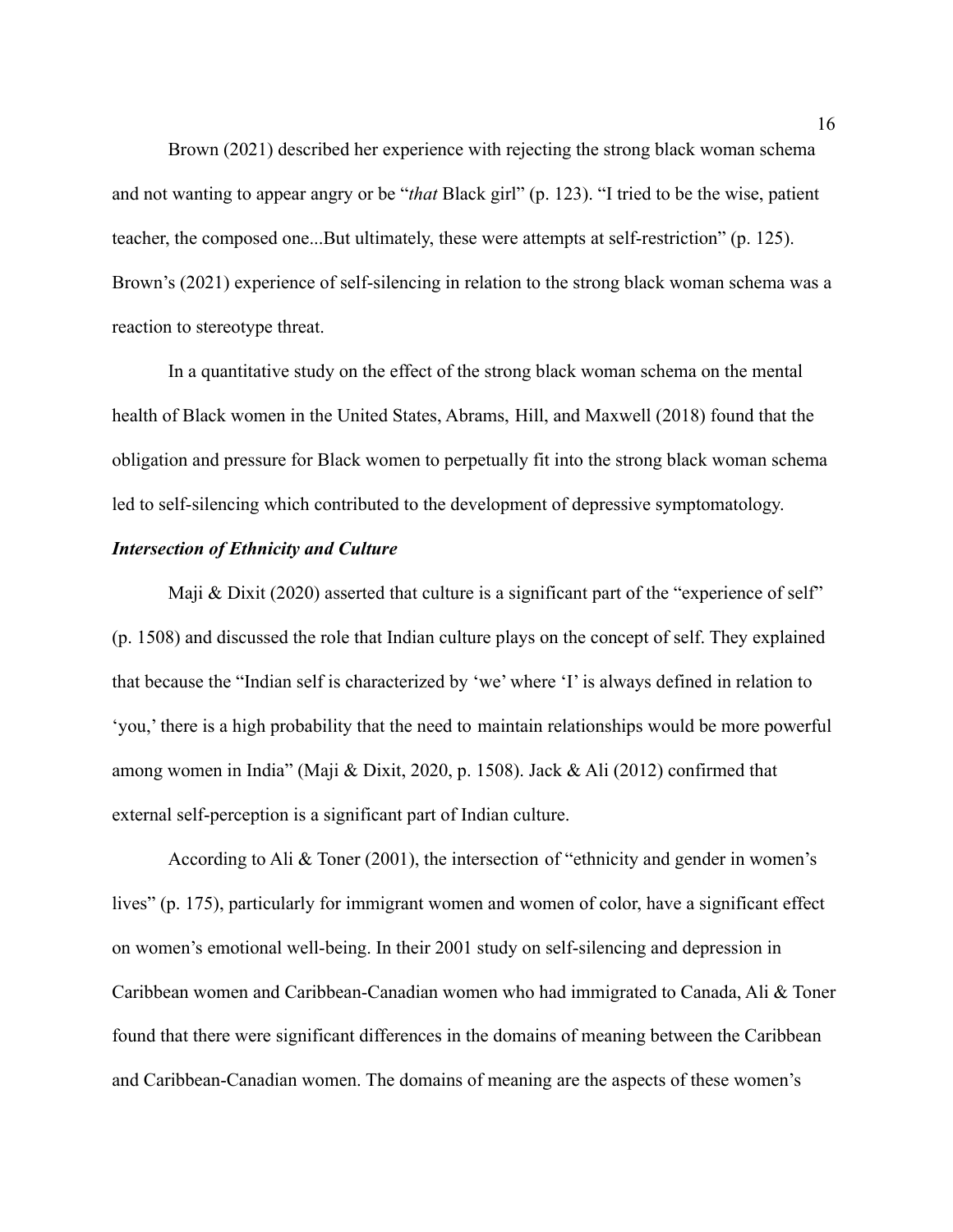Brown (2021) described her experience with rejecting the strong black woman schema and not wanting to appear angry or be "*that* Black girl" (p. 123). "I tried to be the wise, patient teacher, the composed one...But ultimately, these were attempts at self-restriction" (p. 125). Brown's (2021) experience of self-silencing in relation to the strong black woman schema was a reaction to stereotype threat.

In a quantitative study on the effect of the strong black woman schema on the mental health of Black women in the United States, Abrams, Hill, and Maxwell (2018) found that the obligation and pressure for Black women to perpetually fit into the strong black woman schema led to self-silencing which contributed to the development of depressive symptomatology.

***Intersection of Ethnicity and Culture***

Maji & Dixit (2020) asserted that culture is a significant part of the "experience of self" (p. 1508) and discussed the role that Indian culture plays on the concept of self. They explained that because the "Indian self is characterized by 'we' where 'I' is always defined in relation to 'you,' there is a high probability that the need to maintain relationships would be more powerful among women in India" (Maji & Dixit, 2020, p. 1508). Jack & Ali (2012) confirmed that external self-perception is a significant part of Indian culture.

According to Ali & Toner (2001), the intersection of "ethnicity and gender in women's lives" (p. 175), particularly for immigrant women and women of color, have a significant effect on women's emotional well-being. In their 2001 study on self-silencing and depression in Caribbean women and Caribbean-Canadian women who had immigrated to Canada, Ali & Toner found that there were significant differences in the domains of meaning between the Caribbean and Caribbean-Canadian women. The domains of meaning are the aspects of these women's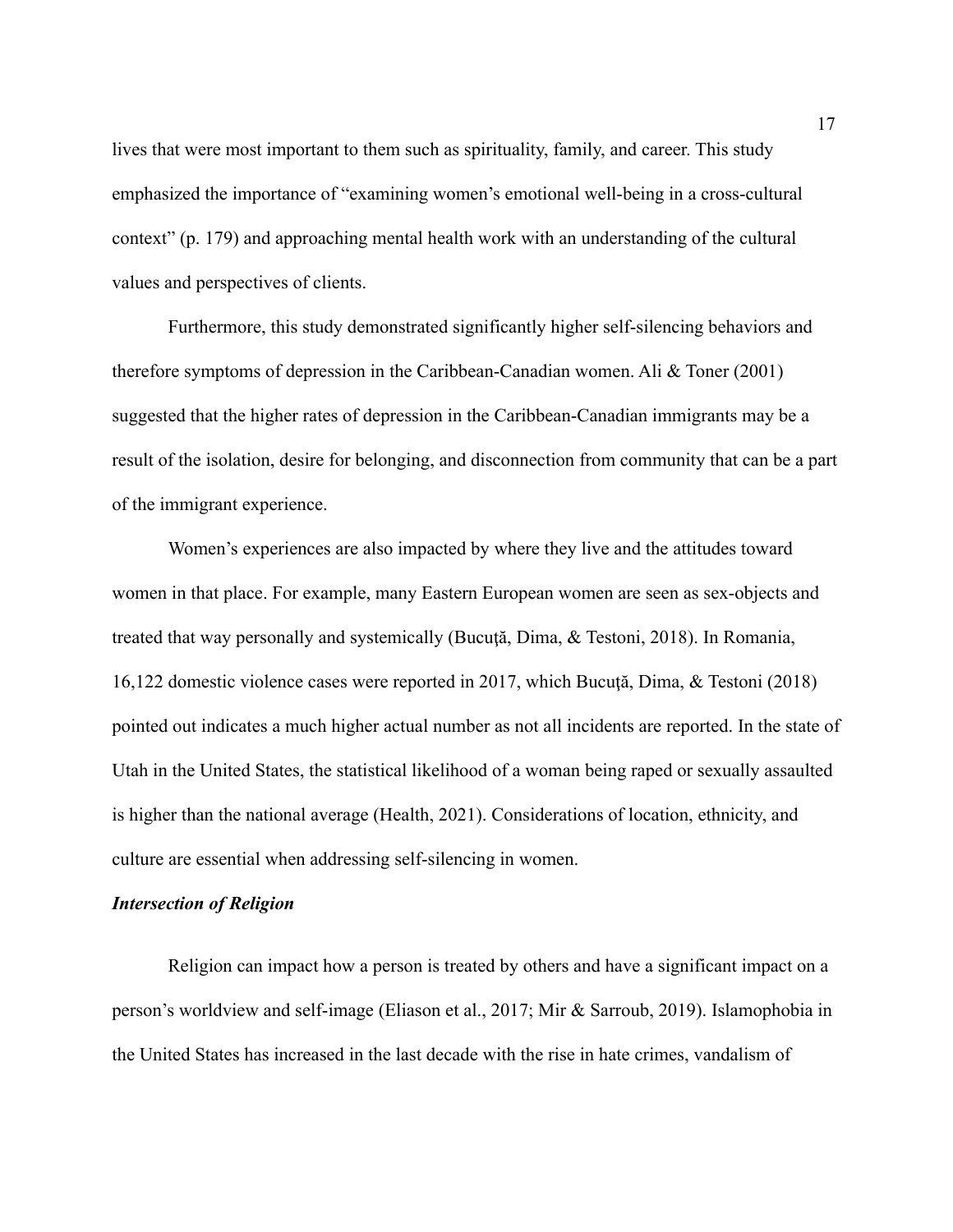lives that were most important to them such as spirituality, family, and career. This study emphasized the importance of "examining women's emotional well-being in a cross-cultural context" (p. 179) and approaching mental health work with an understanding of the cultural values and perspectives of clients.

Furthermore, this study demonstrated significantly higher self-silencing behaviors and therefore symptoms of depression in the Caribbean-Canadian women. Ali & Toner (2001) suggested that the higher rates of depression in the Caribbean-Canadian immigrants may be a result of the isolation, desire for belonging, and disconnection from community that can be a part of the immigrant experience.

Women's experiences are also impacted by where they live and the attitudes toward women in that place. For example, many Eastern European women are seen as sex-objects and treated that way personally and systemically (Bucuţă, Dima, & Testoni, 2018). In Romania, 16,122 domestic violence cases were reported in 2017, which Bucuţă, Dima, & Testoni (2018) pointed out indicates a much higher actual number as not all incidents are reported. In the state of Utah in the United States, the statistical likelihood of a woman being raped or sexually assaulted is higher than the national average (Health, 2021). Considerations of location, ethnicity, and culture are essential when addressing self-silencing in women.

### *Intersection of Religion*

Religion can impact how a person is treated by others and have a significant impact on a person's worldview and self-image (Eliason et al., 2017; Mir & Sarroub, 2019). Islamophobia in the United States has increased in the last decade with the rise in hate crimes, vandalism of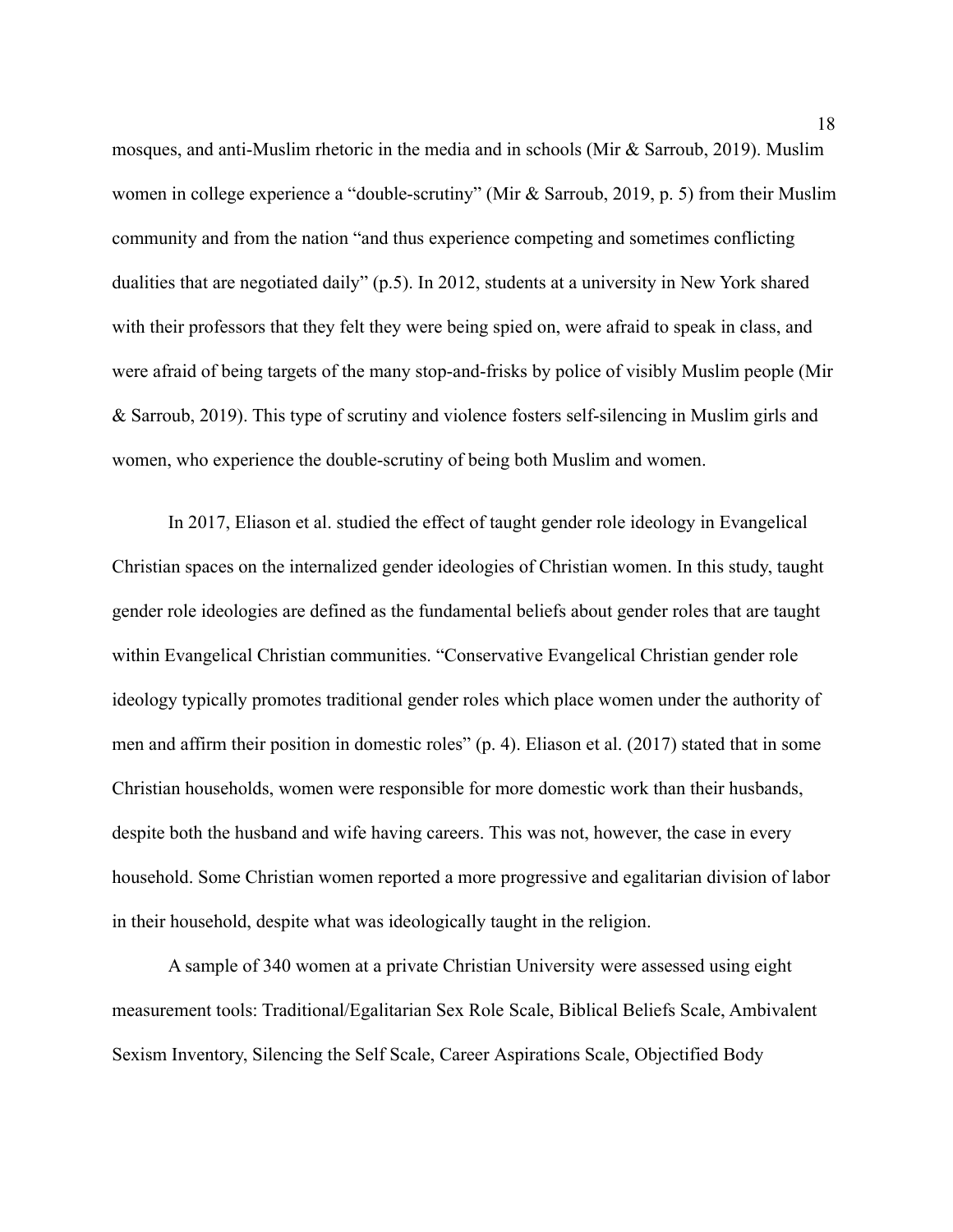mosques, and anti-Muslim rhetoric in the media and in schools (Mir & Sarroub, 2019). Muslim women in college experience a "double-scrutiny" (Mir & Sarroub, 2019, p. 5) from their Muslim community and from the nation "and thus experience competing and sometimes conflicting dualities that are negotiated daily" (p.5). In 2012, students at a university in New York shared with their professors that they felt they were being spied on, were afraid to speak in class, and were afraid of being targets of the many stop-and-frisks by police of visibly Muslim people (Mir & Sarroub, 2019). This type of scrutiny and violence fosters self-silencing in Muslim girls and women, who experience the double-scrutiny of being both Muslim and women.

In 2017, Eliason et al. studied the effect of taught gender role ideology in Evangelical Christian spaces on the internalized gender ideologies of Christian women. In this study, taught gender role ideologies are defined as the fundamental beliefs about gender roles that are taught within Evangelical Christian communities. "Conservative Evangelical Christian gender role ideology typically promotes traditional gender roles which place women under the authority of men and affirm their position in domestic roles" (p. 4). Eliason et al. (2017) stated that in some Christian households, women were responsible for more domestic work than their husbands, despite both the husband and wife having careers. This was not, however, the case in every household. Some Christian women reported a more progressive and egalitarian division of labor in their household, despite what was ideologically taught in the religion.

A sample of 340 women at a private Christian University were assessed using eight measurement tools: Traditional/Egalitarian Sex Role Scale, Biblical Beliefs Scale, Ambivalent Sexism Inventory, Silencing the Self Scale, Career Aspirations Scale, Objectified Body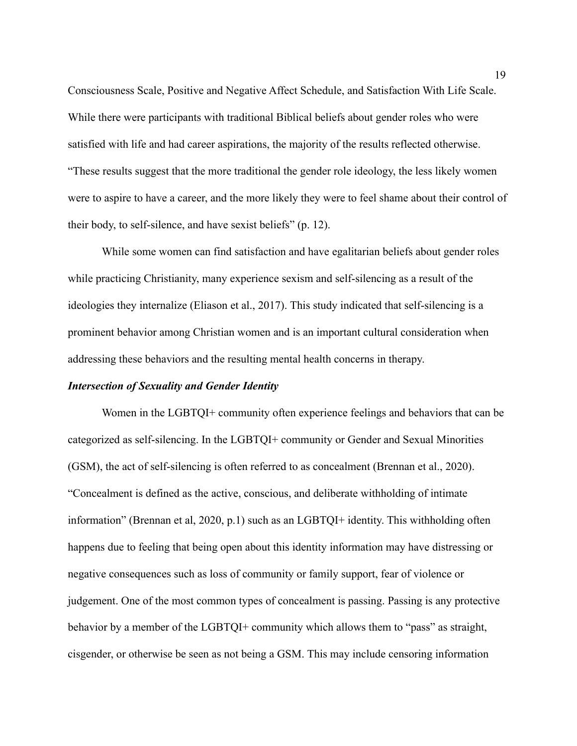Consciousness Scale, Positive and Negative Affect Schedule, and Satisfaction With Life Scale. While there were participants with traditional Biblical beliefs about gender roles who were satisfied with life and had career aspirations, the majority of the results reflected otherwise. "These results suggest that the more traditional the gender role ideology, the less likely women were to aspire to have a career, and the more likely they were to feel shame about their control of their body, to self-silence, and have sexist beliefs" (p. 12).

While some women can find satisfaction and have egalitarian beliefs about gender roles while practicing Christianity, many experience sexism and self-silencing as a result of the ideologies they internalize (Eliason et al., 2017). This study indicated that self-silencing is a prominent behavior among Christian women and is an important cultural consideration when addressing these behaviors and the resulting mental health concerns in therapy.

***Intersection of Sexuality and Gender Identity***

Women in the LGBTQI+ community often experience feelings and behaviors that can be categorized as self-silencing. In the LGBTQI+ community or Gender and Sexual Minorities (GSM), the act of self-silencing is often referred to as concealment (Brennan et al., 2020). "Concealment is defined as the active, conscious, and deliberate withholding of intimate information" (Brennan et al, 2020, p.1) such as an LGBTQI+ identity. This withholding often happens due to feeling that being open about this identity information may have distressing or negative consequences such as loss of community or family support, fear of violence or judgement. One of the most common types of concealment is passing. Passing is any protective behavior by a member of the LGBTQI+ community which allows them to "pass" as straight, cisgender, or otherwise be seen as not being a GSM. This may include censoring information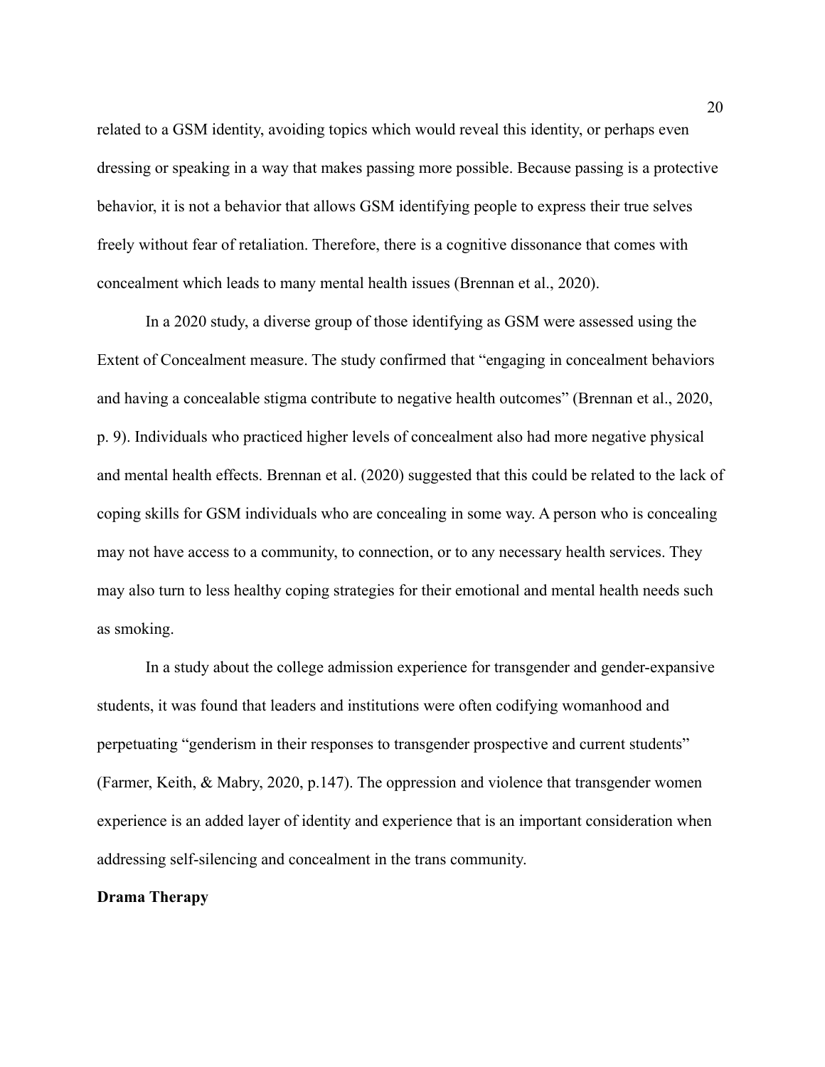related to a GSM identity, avoiding topics which would reveal this identity, or perhaps even dressing or speaking in a way that makes passing more possible. Because passing is a protective behavior, it is not a behavior that allows GSM identifying people to express their true selves freely without fear of retaliation. Therefore, there is a cognitive dissonance that comes with concealment which leads to many mental health issues (Brennan et al., 2020).

In a 2020 study, a diverse group of those identifying as GSM were assessed using the Extent of Concealment measure. The study confirmed that "engaging in concealment behaviors and having a concealable stigma contribute to negative health outcomes" (Brennan et al., 2020, p. 9). Individuals who practiced higher levels of concealment also had more negative physical and mental health effects. Brennan et al. (2020) suggested that this could be related to the lack of coping skills for GSM individuals who are concealing in some way. A person who is concealing may not have access to a community, to connection, or to any necessary health services. They may also turn to less healthy coping strategies for their emotional and mental health needs such as smoking.

In a study about the college admission experience for transgender and gender-expansive students, it was found that leaders and institutions were often codifying womanhood and perpetuating "genderism in their responses to transgender prospective and current students" (Farmer, Keith, & Mabry, 2020, p.147). The oppression and violence that transgender women experience is an added layer of identity and experience that is an important consideration when addressing self-silencing and concealment in the trans community.

## Drama Therapy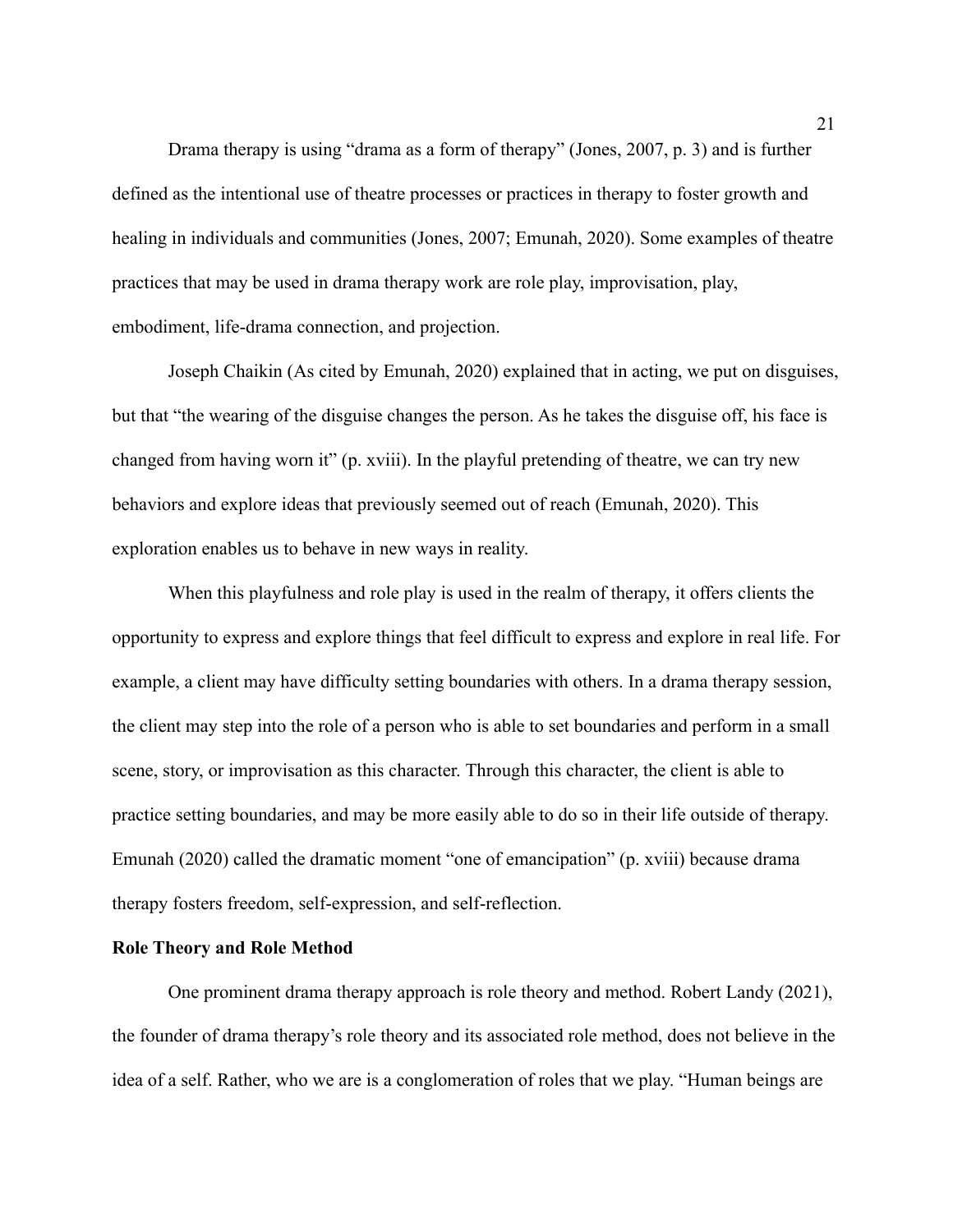Drama therapy is using "drama as a form of therapy" (Jones, 2007, p. 3) and is further defined as the intentional use of theatre processes or practices in therapy to foster growth and healing in individuals and communities (Jones, 2007; Emunah, 2020). Some examples of theatre practices that may be used in drama therapy work are role play, improvisation, play, embodiment, life-drama connection, and projection.

Joseph Chaikin (As cited by Emunah, 2020) explained that in acting, we put on disguises, but that "the wearing of the disguise changes the person. As he takes the disguise off, his face is changed from having worn it" (p. xviii). In the playful pretending of theatre, we can try new behaviors and explore ideas that previously seemed out of reach (Emunah, 2020). This exploration enables us to behave in new ways in reality.

When this playfulness and role play is used in the realm of therapy, it offers clients the opportunity to express and explore things that feel difficult to express and explore in real life. For example, a client may have difficulty setting boundaries with others. In a drama therapy session, the client may step into the role of a person who is able to set boundaries and perform in a small scene, story, or improvisation as this character. Through this character, the client is able to practice setting boundaries, and may be more easily able to do so in their life outside of therapy. Emunah (2020) called the dramatic moment "one of emancipation" (p. xviii) because drama therapy fosters freedom, self-expression, and self-reflection.

**Role Theory and Role Method**

One prominent drama therapy approach is role theory and method. Robert Landy (2021), the founder of drama therapy's role theory and its associated role method, does not believe in the idea of a self. Rather, who we are is a conglomeration of roles that we play. "Human beings are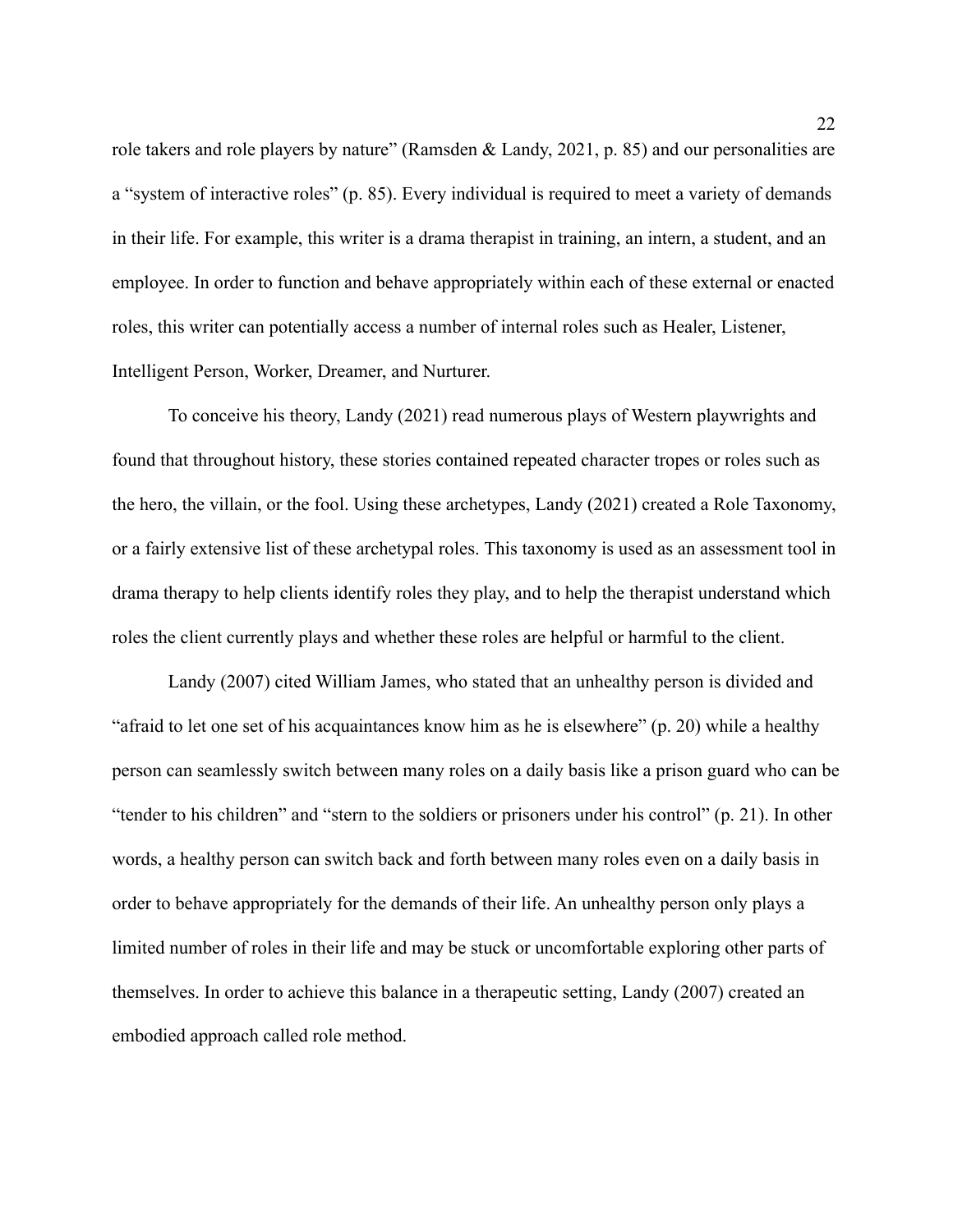role takers and role players by nature" (Ramsden & Landy, 2021, p. 85) and our personalities are a "system of interactive roles" (p. 85). Every individual is required to meet a variety of demands in their life. For example, this writer is a drama therapist in training, an intern, a student, and an employee. In order to function and behave appropriately within each of these external or enacted roles, this writer can potentially access a number of internal roles such as Healer, Listener, Intelligent Person, Worker, Dreamer, and Nurturer.

To conceive his theory, Landy (2021) read numerous plays of Western playwrights and found that throughout history, these stories contained repeated character tropes or roles such as the hero, the villain, or the fool. Using these archetypes, Landy (2021) created a Role Taxonomy, or a fairly extensive list of these archetypal roles. This taxonomy is used as an assessment tool in drama therapy to help clients identify roles they play, and to help the therapist understand which roles the client currently plays and whether these roles are helpful or harmful to the client.

Landy (2007) cited William James, who stated that an unhealthy person is divided and "afraid to let one set of his acquaintances know him as he is elsewhere" (p. 20) while a healthy person can seamlessly switch between many roles on a daily basis like a prison guard who can be "tender to his children" and "stern to the soldiers or prisoners under his control" (p. 21). In other words, a healthy person can switch back and forth between many roles even on a daily basis in order to behave appropriately for the demands of their life. An unhealthy person only plays a limited number of roles in their life and may be stuck or uncomfortable exploring other parts of themselves. In order to achieve this balance in a therapeutic setting, Landy (2007) created an embodied approach called role method.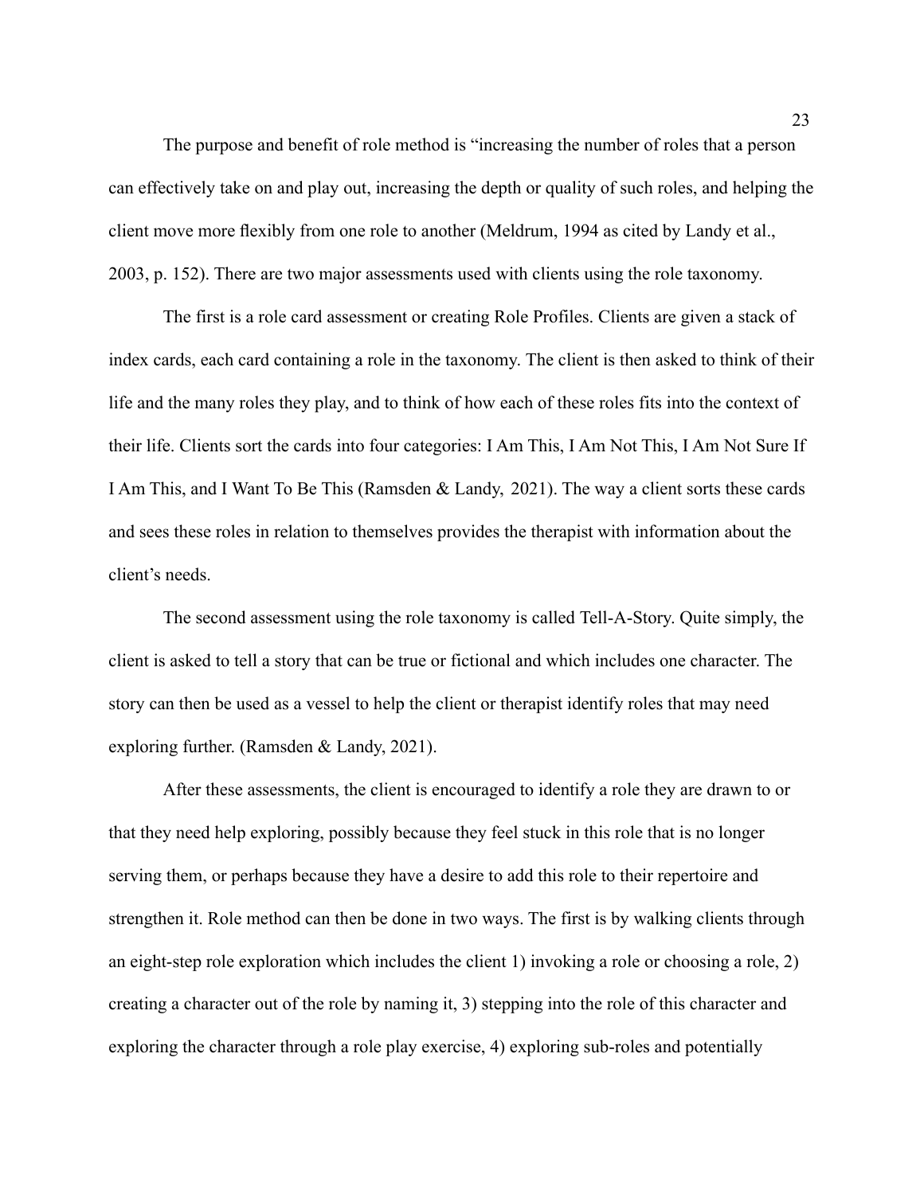The purpose and benefit of role method is "increasing the number of roles that a person can effectively take on and play out, increasing the depth or quality of such roles, and helping the client move more flexibly from one role to another (Meldrum, 1994 as cited by Landy et al., 2003, p. 152). There are two major assessments used with clients using the role taxonomy.

The first is a role card assessment or creating Role Profiles. Clients are given a stack of index cards, each card containing a role in the taxonomy. The client is then asked to think of their life and the many roles they play, and to think of how each of these roles fits into the context of their life. Clients sort the cards into four categories: I Am This, I Am Not This, I Am Not Sure If I Am This, and I Want To Be This (Ramsden & Landy, 2021). The way a client sorts these cards and sees these roles in relation to themselves provides the therapist with information about the client's needs.

The second assessment using the role taxonomy is called Tell-A-Story. Quite simply, the client is asked to tell a story that can be true or fictional and which includes one character. The story can then be used as a vessel to help the client or therapist identify roles that may need exploring further. (Ramsden & Landy, 2021).

After these assessments, the client is encouraged to identify a role they are drawn to or that they need help exploring, possibly because they feel stuck in this role that is no longer serving them, or perhaps because they have a desire to add this role to their repertoire and strengthen it. Role method can then be done in two ways. The first is by walking clients through an eight-step role exploration which includes the client 1) invoking a role or choosing a role, 2) creating a character out of the role by naming it, 3) stepping into the role of this character and exploring the character through a role play exercise, 4) exploring sub-roles and potentially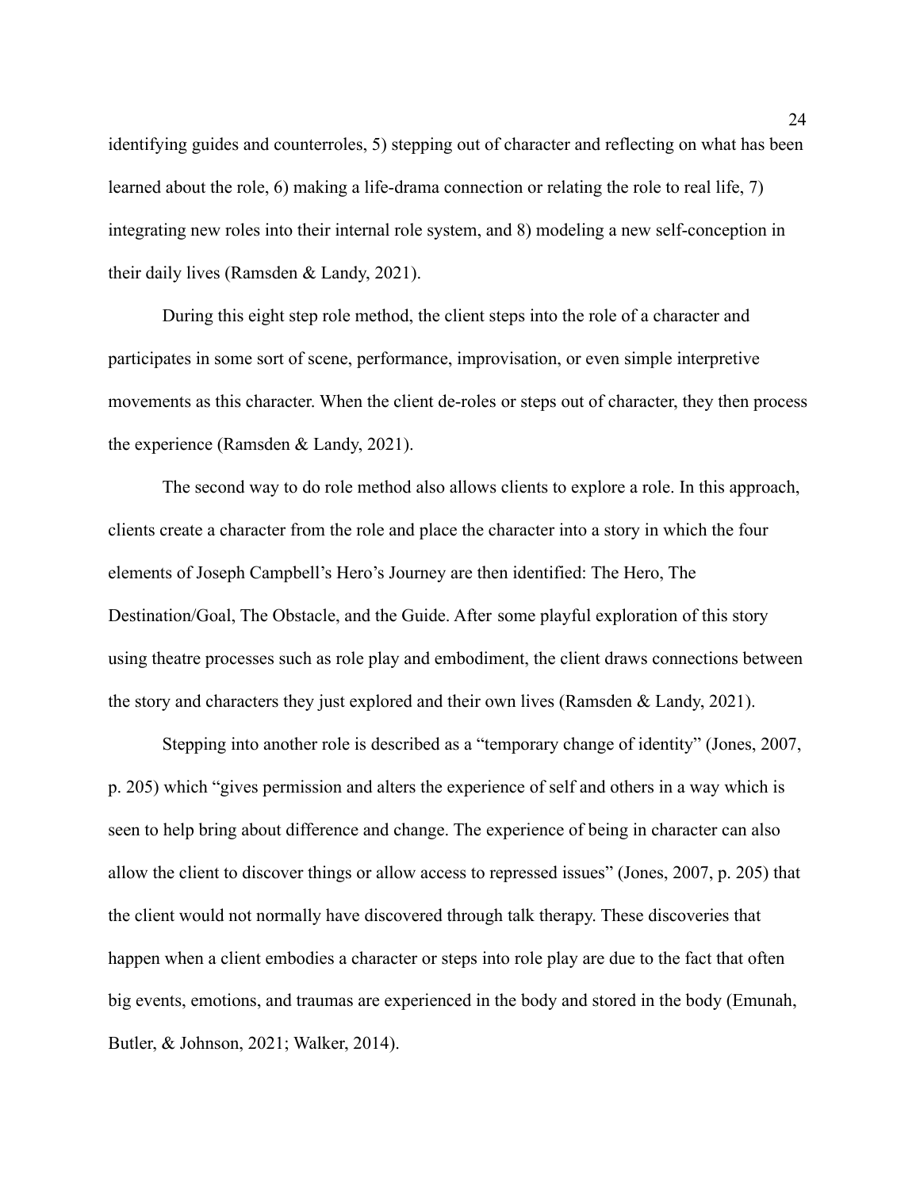identifying guides and counterroles, 5) stepping out of character and reflecting on what has been learned about the role, 6) making a life-drama connection or relating the role to real life, 7) integrating new roles into their internal role system, and 8) modeling a new self-conception in their daily lives (Ramsden & Landy, 2021).

During this eight step role method, the client steps into the role of a character and participates in some sort of scene, performance, improvisation, or even simple interpretive movements as this character. When the client de-roles or steps out of character, they then process the experience (Ramsden & Landy, 2021).

The second way to do role method also allows clients to explore a role. In this approach, clients create a character from the role and place the character into a story in which the four elements of Joseph Campbell's Hero's Journey are then identified: The Hero, The Destination/Goal, The Obstacle, and the Guide. After some playful exploration of this story using theatre processes such as role play and embodiment, the client draws connections between the story and characters they just explored and their own lives (Ramsden & Landy, 2021).

Stepping into another role is described as a "temporary change of identity" (Jones, 2007, p. 205) which "gives permission and alters the experience of self and others in a way which is seen to help bring about difference and change. The experience of being in character can also allow the client to discover things or allow access to repressed issues" (Jones, 2007, p. 205) that the client would not normally have discovered through talk therapy. These discoveries that happen when a client embodies a character or steps into role play are due to the fact that often big events, emotions, and traumas are experienced in the body and stored in the body (Emunah, Butler, & Johnson, 2021; Walker, 2014).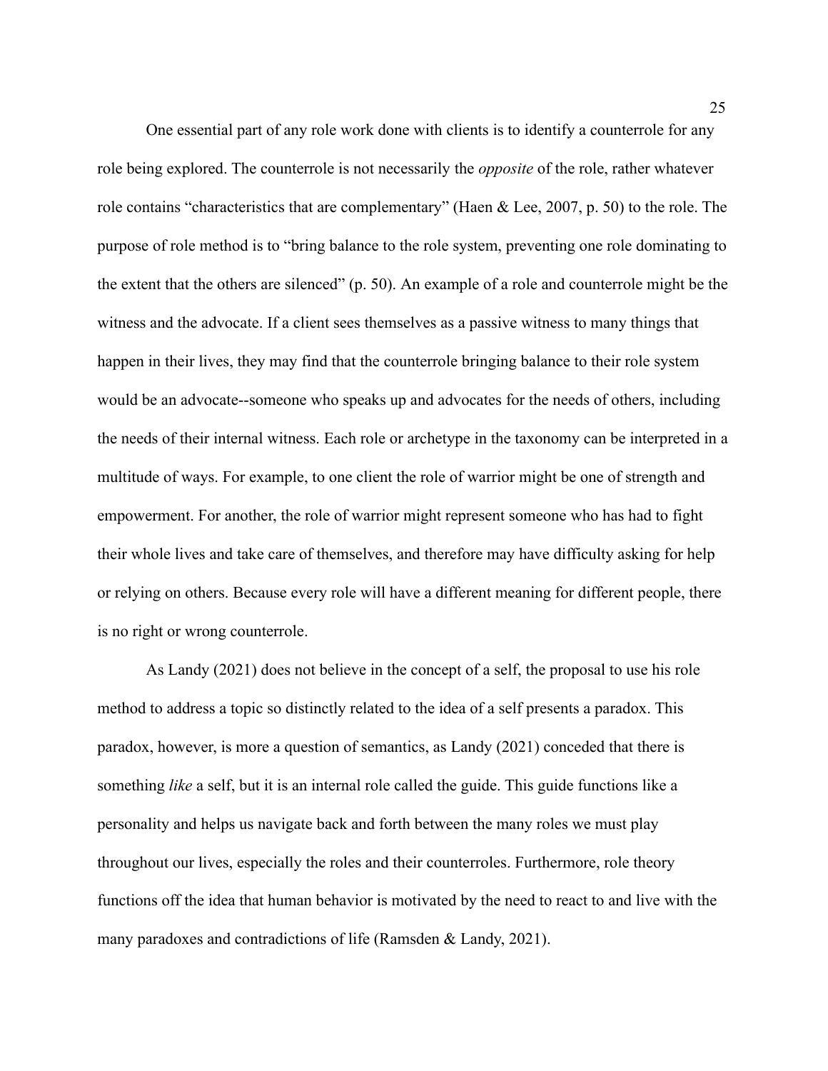One essential part of any role work done with clients is to identify a counterrole for any role being explored. The counterrole is not necessarily the *opposite* of the role, rather whatever role contains "characteristics that are complementary" (Haen & Lee, 2007, p. 50) to the role. The purpose of role method is to "bring balance to the role system, preventing one role dominating to the extent that the others are silenced" (p. 50). An example of a role and counterrole might be the witness and the advocate. If a client sees themselves as a passive witness to many things that happen in their lives, they may find that the counterrole bringing balance to their role system would be an advocate--someone who speaks up and advocates for the needs of others, including the needs of their internal witness. Each role or archetype in the taxonomy can be interpreted in a multitude of ways. For example, to one client the role of warrior might be one of strength and empowerment. For another, the role of warrior might represent someone who has had to fight their whole lives and take care of themselves, and therefore may have difficulty asking for help or relying on others. Because every role will have a different meaning for different people, there is no right or wrong counterrole.

As Landy (2021) does not believe in the concept of a self, the proposal to use his role method to address a topic so distinctly related to the idea of a self presents a paradox. This paradox, however, is more a question of semantics, as Landy (2021) conceded that there is something *like* a self, but it is an internal role called the guide. This guide functions like a personality and helps us navigate back and forth between the many roles we must play throughout our lives, especially the roles and their counterroles. Furthermore, role theory functions off the idea that human behavior is motivated by the need to react to and live with the many paradoxes and contradictions of life (Ramsden & Landy, 2021).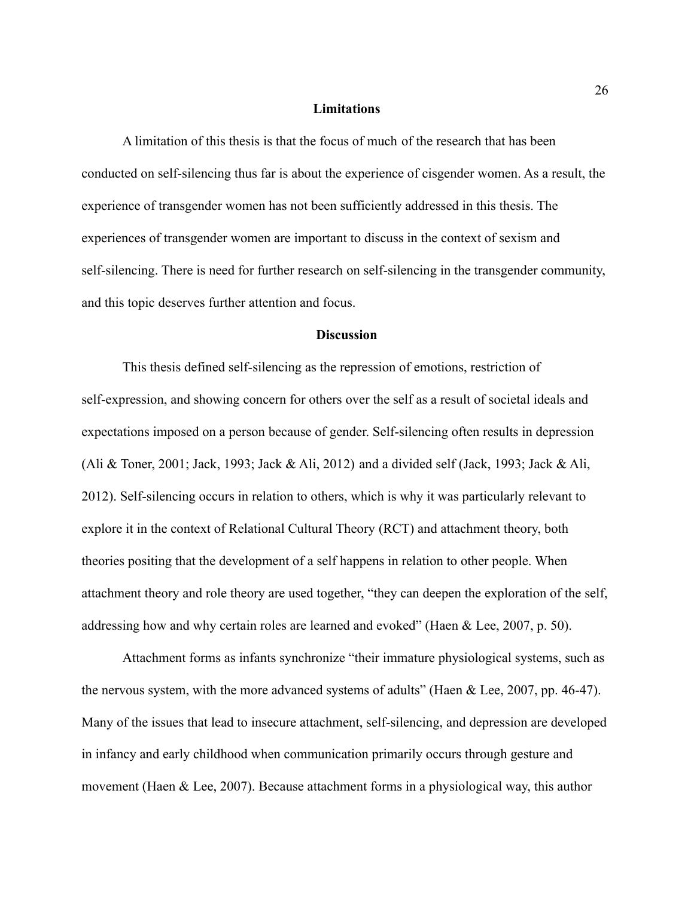## Limitations

A limitation of this thesis is that the focus of much of the research that has been conducted on self-silencing thus far is about the experience of cisgender women. As a result, the experience of transgender women has not been sufficiently addressed in this thesis. The experiences of transgender women are important to discuss in the context of sexism and self-silencing. There is need for further research on self-silencing in the transgender community, and this topic deserves further attention and focus.

## Discussion

This thesis defined self-silencing as the repression of emotions, restriction of self-expression, and showing concern for others over the self as a result of societal ideals and expectations imposed on a person because of gender. Self-silencing often results in depression (Ali & Toner, 2001; Jack, 1993; Jack & Ali, 2012) and a divided self (Jack, 1993; Jack & Ali, 2012). Self-silencing occurs in relation to others, which is why it was particularly relevant to explore it in the context of Relational Cultural Theory (RCT) and attachment theory, both theories positing that the development of a self happens in relation to other people. When attachment theory and role theory are used together, "they can deepen the exploration of the self, addressing how and why certain roles are learned and evoked" (Haen & Lee, 2007, p. 50).

Attachment forms as infants synchronize "their immature physiological systems, such as the nervous system, with the more advanced systems of adults" (Haen & Lee, 2007, pp. 46-47). Many of the issues that lead to insecure attachment, self-silencing, and depression are developed in infancy and early childhood when communication primarily occurs through gesture and movement (Haen & Lee, 2007). Because attachment forms in a physiological way, this author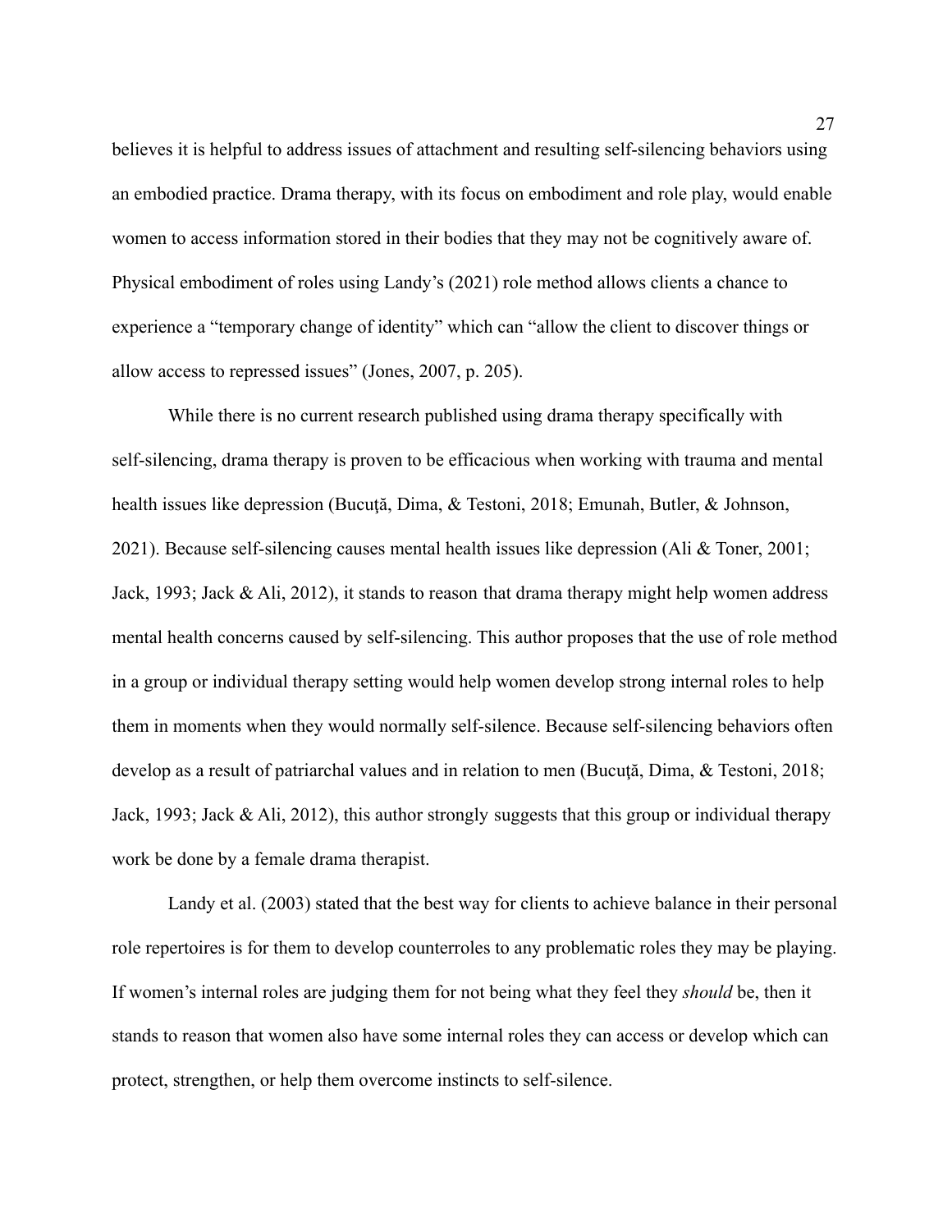believes it is helpful to address issues of attachment and resulting self-silencing behaviors using an embodied practice. Drama therapy, with its focus on embodiment and role play, would enable women to access information stored in their bodies that they may not be cognitively aware of. Physical embodiment of roles using Landy's (2021) role method allows clients a chance to experience a "temporary change of identity" which can "allow the client to discover things or allow access to repressed issues" (Jones, 2007, p. 205).

While there is no current research published using drama therapy specifically with self-silencing, drama therapy is proven to be efficacious when working with trauma and mental health issues like depression (Bucuţă, Dima, & Testoni, 2018; Emunah, Butler, & Johnson, 2021). Because self-silencing causes mental health issues like depression (Ali & Toner, 2001; Jack, 1993; Jack & Ali, 2012), it stands to reason that drama therapy might help women address mental health concerns caused by self-silencing. This author proposes that the use of role method in a group or individual therapy setting would help women develop strong internal roles to help them in moments when they would normally self-silence. Because self-silencing behaviors often develop as a result of patriarchal values and in relation to men (Bucuţă, Dima, & Testoni, 2018; Jack, 1993; Jack & Ali, 2012), this author strongly suggests that this group or individual therapy work be done by a female drama therapist.

Landy et al. (2003) stated that the best way for clients to achieve balance in their personal role repertoires is for them to develop counterroles to any problematic roles they may be playing. If women's internal roles are judging them for not being what they feel they *should* be, then it stands to reason that women also have some internal roles they can access or develop which can protect, strengthen, or help them overcome instincts to self-silence.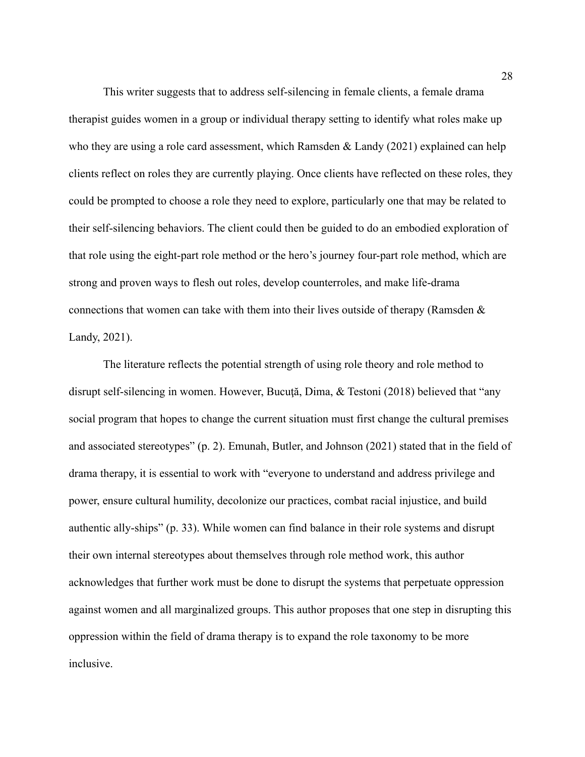This writer suggests that to address self-silencing in female clients, a female drama therapist guides women in a group or individual therapy setting to identify what roles make up who they are using a role card assessment, which Ramsden & Landy (2021) explained can help clients reflect on roles they are currently playing. Once clients have reflected on these roles, they could be prompted to choose a role they need to explore, particularly one that may be related to their self-silencing behaviors. The client could then be guided to do an embodied exploration of that role using the eight-part role method or the hero's journey four-part role method, which are strong and proven ways to flesh out roles, develop counterroles, and make life-drama connections that women can take with them into their lives outside of therapy (Ramsden & Landy, 2021).

The literature reflects the potential strength of using role theory and role method to disrupt self-silencing in women. However, Bucuţă, Dima, & Testoni (2018) believed that "any social program that hopes to change the current situation must first change the cultural premises and associated stereotypes" (p. 2). Emunah, Butler, and Johnson (2021) stated that in the field of drama therapy, it is essential to work with "everyone to understand and address privilege and power, ensure cultural humility, decolonize our practices, combat racial injustice, and build authentic ally-ships" (p. 33). While women can find balance in their role systems and disrupt their own internal stereotypes about themselves through role method work, this author acknowledges that further work must be done to disrupt the systems that perpetuate oppression against women and all marginalized groups. This author proposes that one step in disrupting this oppression within the field of drama therapy is to expand the role taxonomy to be more inclusive.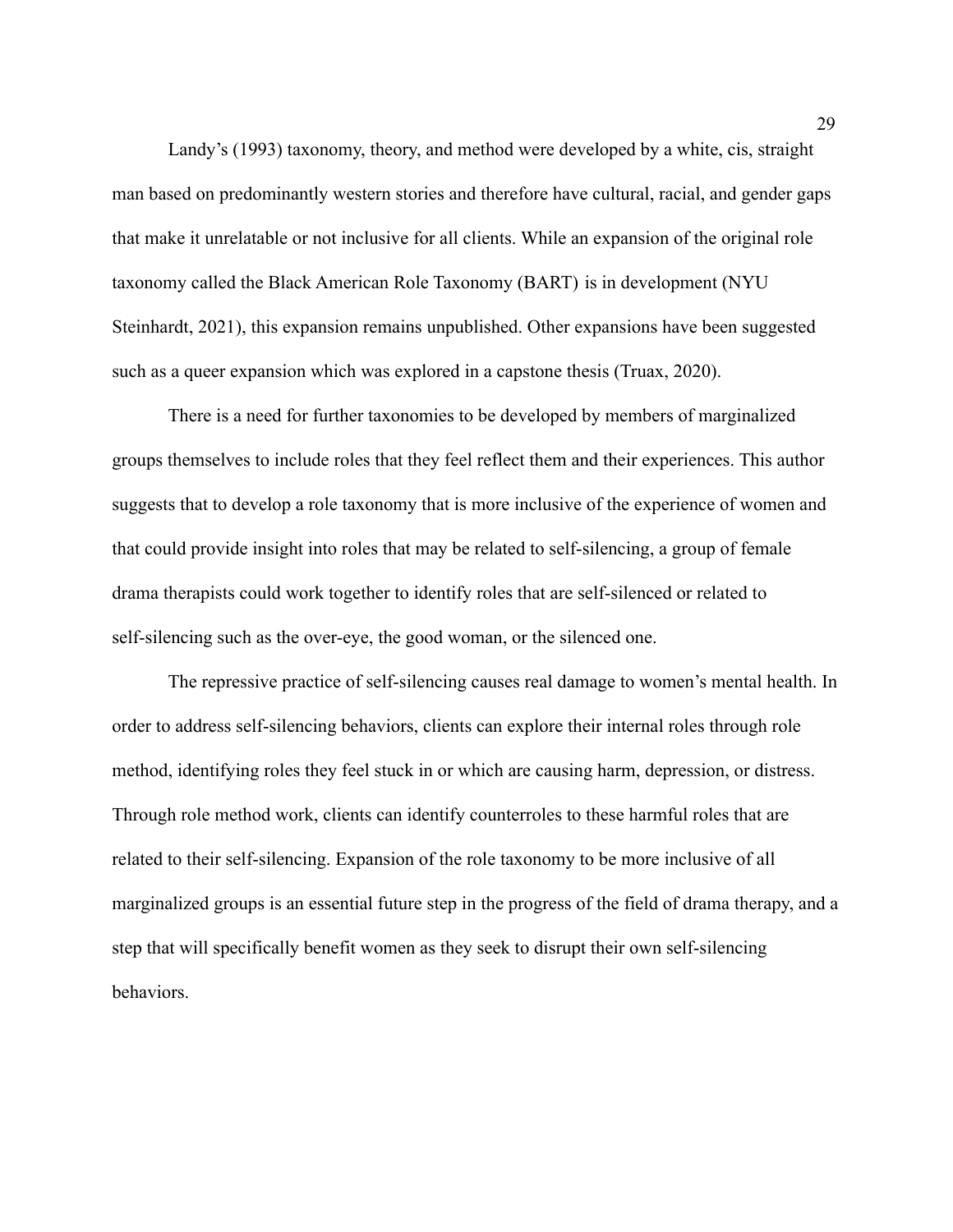Landy's (1993) taxonomy, theory, and method were developed by a white, cis, straight man based on predominantly western stories and therefore have cultural, racial, and gender gaps that make it unrelatable or not inclusive for all clients. While an expansion of the original role taxonomy called the Black American Role Taxonomy (BART) is in development (NYU Steinhardt, 2021), this expansion remains unpublished. Other expansions have been suggested such as a queer expansion which was explored in a capstone thesis (Truax, 2020).

There is a need for further taxonomies to be developed by members of marginalized groups themselves to include roles that they feel reflect them and their experiences. This author suggests that to develop a role taxonomy that is more inclusive of the experience of women and that could provide insight into roles that may be related to self-silencing, a group of female drama therapists could work together to identify roles that are self-silenced or related to self-silencing such as the over-eye, the good woman, or the silenced one.

The repressive practice of self-silencing causes real damage to women's mental health. In order to address self-silencing behaviors, clients can explore their internal roles through role method, identifying roles they feel stuck in or which are causing harm, depression, or distress. Through role method work, clients can identify counterroles to these harmful roles that are related to their self-silencing. Expansion of the role taxonomy to be more inclusive of all marginalized groups is an essential future step in the progress of the field of drama therapy, and a step that will specifically benefit women as they seek to disrupt their own self-silencing behaviors.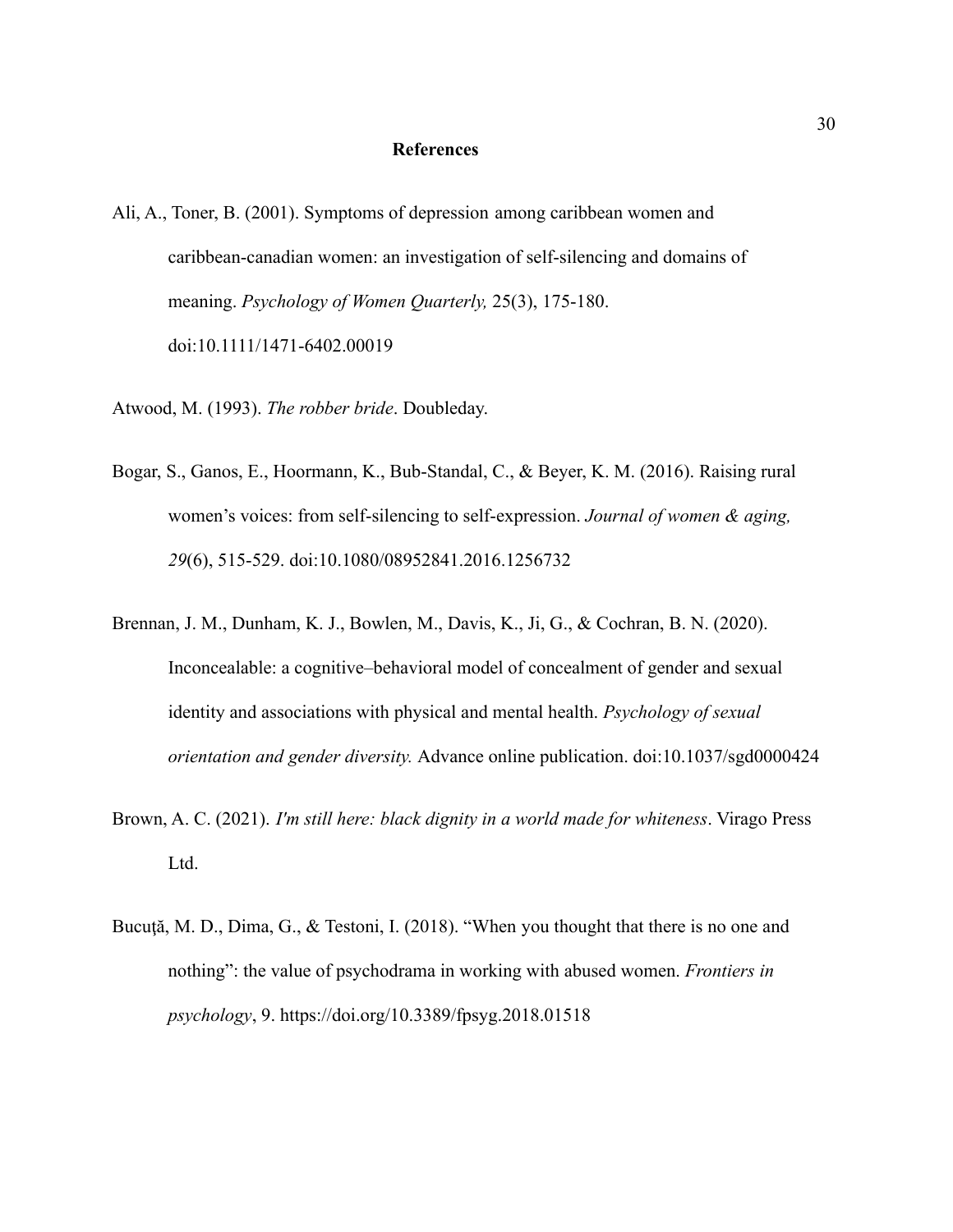## References

Ali, A., Toner, B. (2001). Symptoms of depression among caribbean women and caribbean-canadian women: an investigation of self-silencing and domains of meaning. *Psychology of Women Quarterly,* 25(3), 175-180. doi:10.1111/1471-6402.00019

Atwood, M. (1993). *The robber bride*. Doubleday.

Bogar, S., Ganos, E., Hoormann, K., Bub-Standal, C., & Beyer, K. M. (2016). Raising rural women's voices: from self-silencing to self-expression. *Journal of women & aging, 29*(6), 515-529. doi:10.1080/08952841.2016.1256732

Brennan, J. M., Dunham, K. J., Bowlen, M., Davis, K., Ji, G., & Cochran, B. N. (2020). Inconcealable: a cognitive–behavioral model of concealment of gender and sexual identity and associations with physical and mental health. *Psychology of sexual orientation and gender diversity.* Advance online publication. doi:10.1037/sgd0000424

Brown, A. C. (2021). *I'm still here: black dignity in a world made for whiteness*. Virago Press Ltd.

Bucuţă, M. D., Dima, G., & Testoni, I. (2018). "When you thought that there is no one and nothing": the value of psychodrama in working with abused women. *Frontiers in psychology*, 9. https://doi.org/10.3389/fpsyg.2018.01518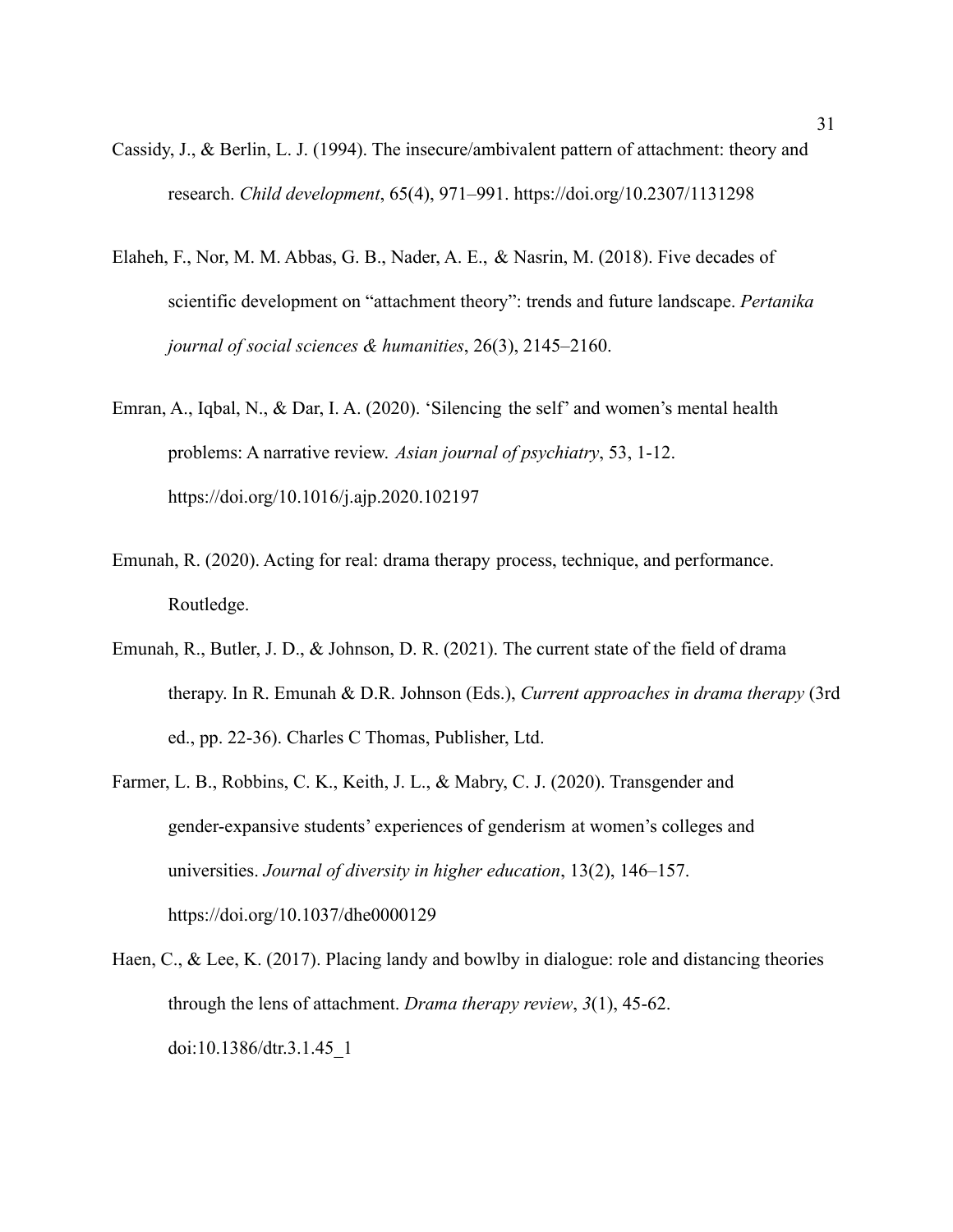Cassidy, J., & Berlin, L. J. (1994). The insecure/ambivalent pattern of attachment: theory and research. *Child development*, 65(4), 971–991. https://doi.org/10.2307/1131298

Elaheh, F., Nor, M. M. Abbas, G. B., Nader, A. E., & Nasrin, M. (2018). Five decades of scientific development on "attachment theory": trends and future landscape. *Pertanika journal of social sciences & humanities*, 26(3), 2145–2160.

Emran, A., Iqbal, N., & Dar, I. A. (2020). 'Silencing the self' and women's mental health problems: A narrative review. *Asian journal of psychiatry*, 53, 1-12. https://doi.org/10.1016/j.ajp.2020.102197

Emunah, R. (2020). Acting for real: drama therapy process, technique, and performance. Routledge.

Emunah, R., Butler, J. D., & Johnson, D. R. (2021). The current state of the field of drama therapy. In R. Emunah & D.R. Johnson (Eds.), *Current approaches in drama therapy* (3rd ed., pp. 22-36). Charles C Thomas, Publisher, Ltd.

Farmer, L. B., Robbins, C. K., Keith, J. L., & Mabry, C. J. (2020). Transgender and gender-expansive students' experiences of genderism at women's colleges and universities. *Journal of diversity in higher education*, 13(2), 146–157. https://doi.org/10.1037/dhe0000129

Haen, C., & Lee, K. (2017). Placing landy and bowlby in dialogue: role and distancing theories through the lens of attachment. *Drama therapy review*, *3*(1), 45-62. doi:10.1386/dtr.3.1.45_1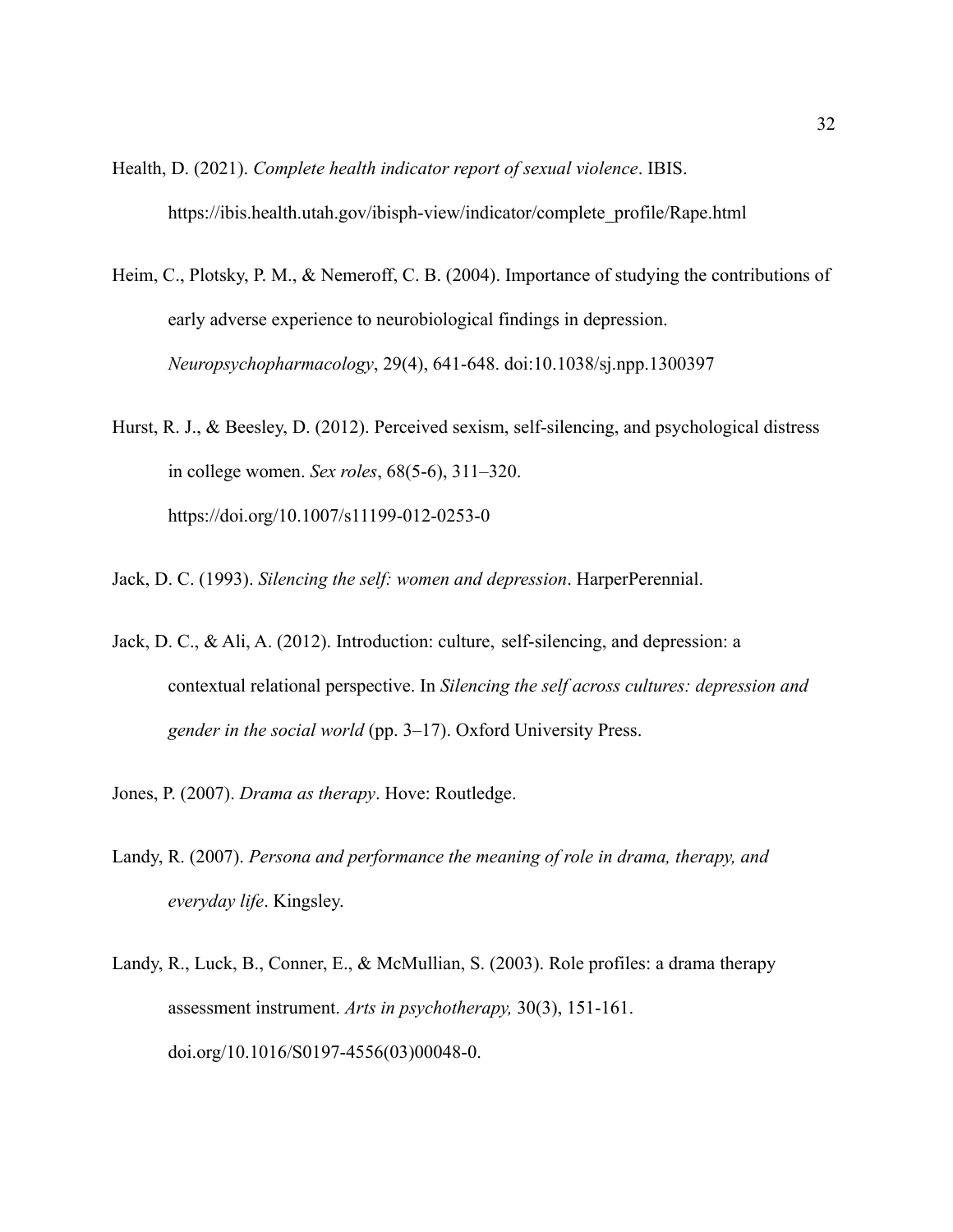Health, D. (2021). *Complete health indicator report of sexual violence*. IBIS. https://ibis.health.utah.gov/ibisph-view/indicator/complete_profile/Rape.html

Heim, C., Plotsky, P. M., & Nemeroff, C. B. (2004). Importance of studying the contributions of early adverse experience to neurobiological findings in depression. *Neuropsychopharmacology*, 29(4), 641-648. doi:10.1038/sj.npp.1300397

Hurst, R. J., & Beesley, D. (2012). Perceived sexism, self-silencing, and psychological distress in college women. *Sex roles*, 68(5-6), 311–320. https://doi.org/10.1007/s11199-012-0253-0

Jack, D. C. (1993). *Silencing the self: women and depression*. HarperPerennial.

Jack, D. C., & Ali, A. (2012). Introduction: culture, self-silencing, and depression: a contextual relational perspective. In *Silencing the self across cultures: depression and gender in the social world* (pp. 3–17). Oxford University Press.

Jones, P. (2007). *Drama as therapy*. Hove: Routledge.

Landy, R. (2007). *Persona and performance the meaning of role in drama, therapy, and everyday life*. Kingsley.

Landy, R., Luck, B., Conner, E., & McMullian, S. (2003). Role profiles: a drama therapy assessment instrument. *Arts in psychotherapy,* 30(3), 151-161. doi.org/10.1016/S0197-4556(03)00048-0.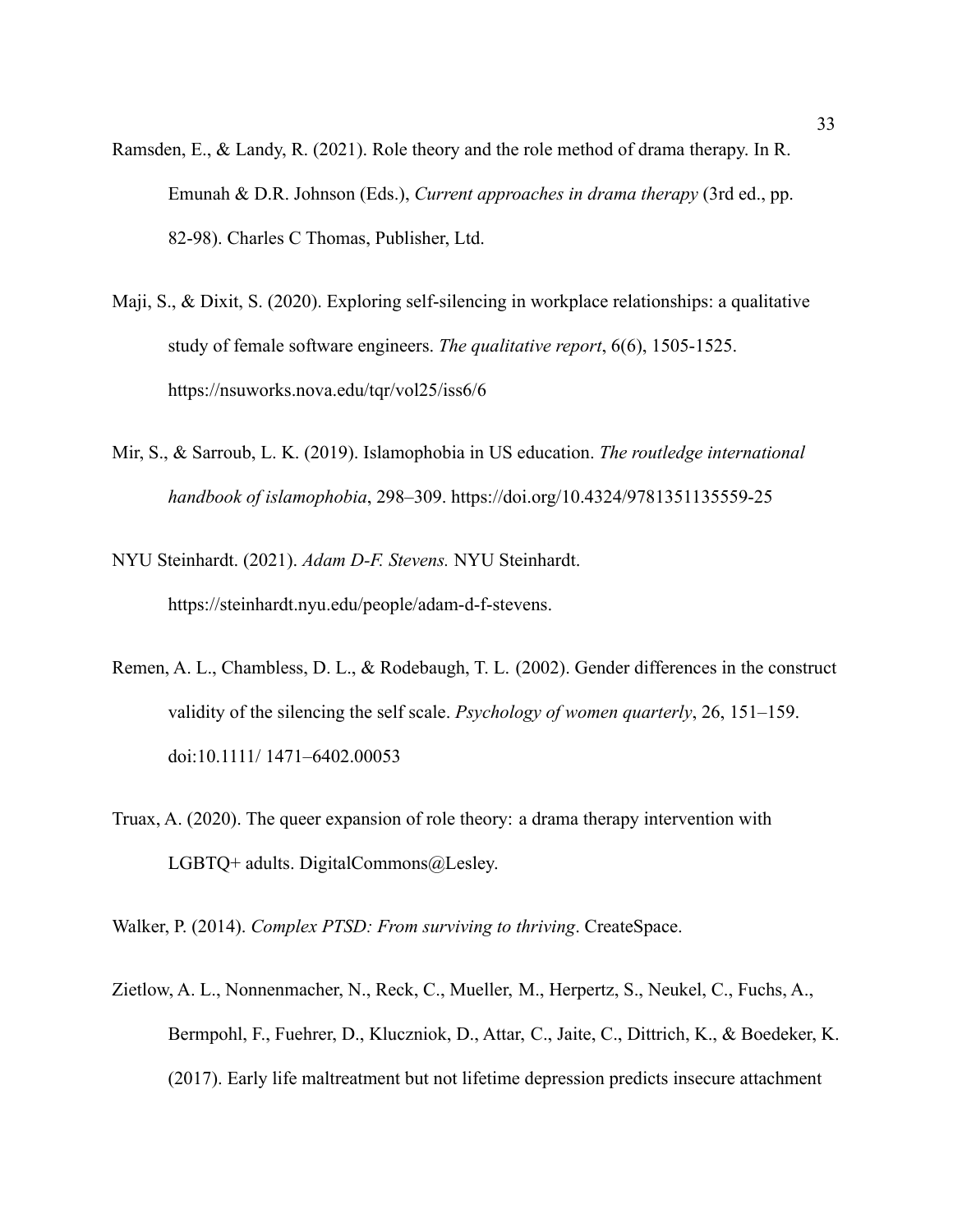Ramsden, E., & Landy, R. (2021). Role theory and the role method of drama therapy. In R. Emunah & D.R. Johnson (Eds.), *Current approaches in drama therapy* (3rd ed., pp. 82-98). Charles C Thomas, Publisher, Ltd.

Maji, S., & Dixit, S. (2020). Exploring self-silencing in workplace relationships: a qualitative study of female software engineers. *The qualitative report*, 6(6), 1505-1525. https://nsuworks.nova.edu/tqr/vol25/iss6/6

Mir, S., & Sarroub, L. K. (2019). Islamophobia in US education. *The routledge international handbook of islamophobia*, 298–309. https://doi.org/10.4324/9781351135559-25

NYU Steinhardt. (2021). *Adam D-F. Stevens.* NYU Steinhardt. https://steinhardt.nyu.edu/people/adam-d-f-stevens.

Remen, A. L., Chambless, D. L., & Rodebaugh, T. L. (2002). Gender differences in the construct validity of the silencing the self scale. *Psychology of women quarterly*, 26, 151–159. doi:10.1111/ 1471–6402.00053

Truax, A. (2020). The queer expansion of role theory: a drama therapy intervention with LGBTQ+ adults. DigitalCommons@Lesley.

Walker, P. (2014). *Complex PTSD: From surviving to thriving*. CreateSpace.

Zietlow, A. L., Nonnenmacher, N., Reck, C., Mueller, M., Herpertz, S., Neukel, C., Fuchs, A., Bermpohl, F., Fuehrer, D., Kluczniok, D., Attar, C., Jaite, C., Dittrich, K., & Boedeker, K. (2017). Early life maltreatment but not lifetime depression predicts insecure attachment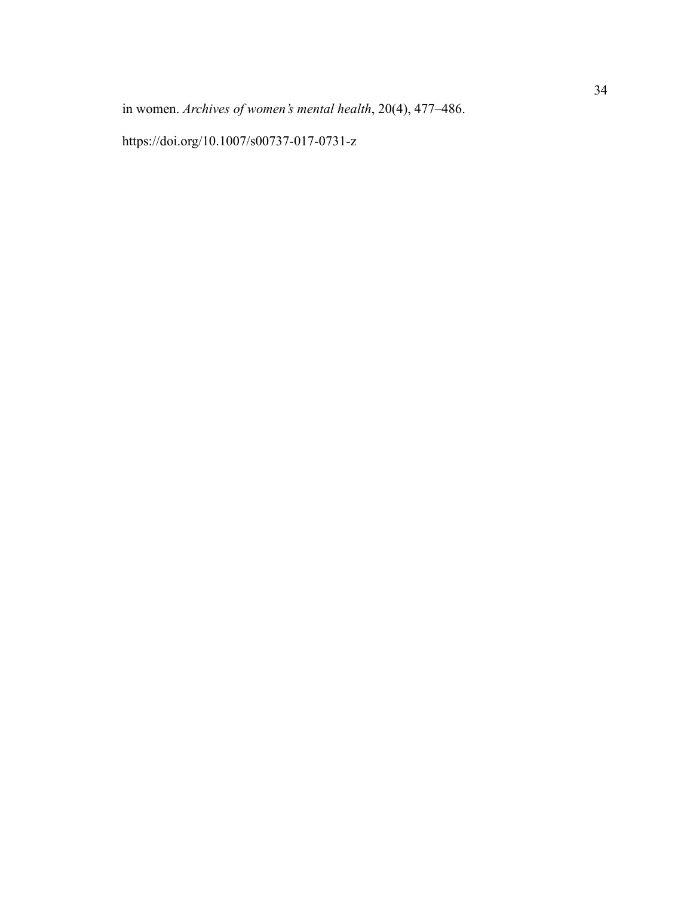in women. *Archives of women's mental health*, 20(4), 477–486. https://doi.org/10.1007/s00737-017-0731-z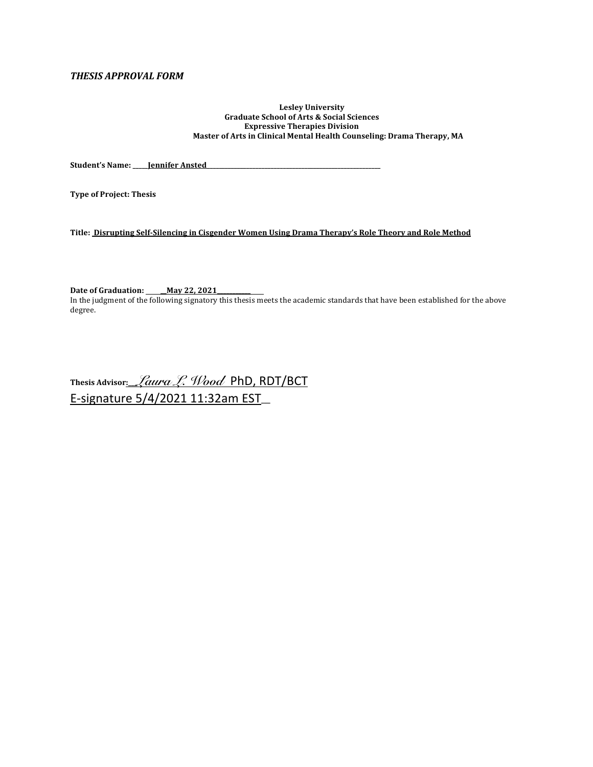***THESIS APPROVAL FORM***

**Lesley University**
**Graduate School of Arts & Social Sciences**
**Expressive Therapies Division**
**Master of Arts in Clinical Mental Health Counseling: Drama Therapy, MA**

**Student's Name: Jennifer Ansted**

**Type of Project: Thesis**

**Title: Disrupting Self-Silencing in Cisgender Women Using Drama Therapy's Role Theory and Role Method**

**Date of Graduation: May 22, 2021**

In the judgment of the following signatory this thesis meets the academic standards that have been established for the above degree.

**Thesis Advisor:** *Laura L. Wood* PhD, RDT/BCT
E-signature 5/4/2021 11:32am EST